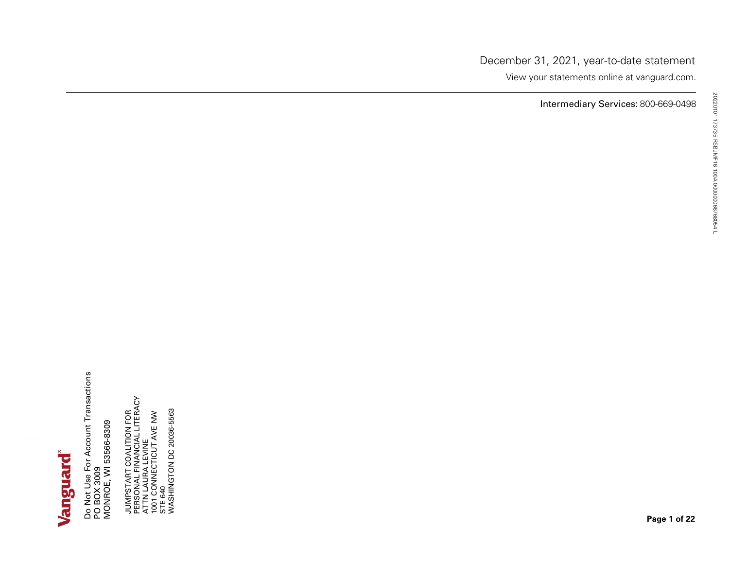December 31, 2021, year-to-date statement

View your statements online at vanguard.com.

**Intermediary Services:** 800-669-0498

Vanguard

Do Not Use For Account Transactions
PO BOX 3009
MONROE, WI 53566-8309

JUMPSTART COALITION FOR
PERSONAL FINANCIAL LITERACY
ATTN LAURA LEVINE
1001 CONNECTICUT AVE NW
STE 640
WASHINGTON DC 20036-5563

20220101 173735 RSBJMF16 100A 0000000676805 4 L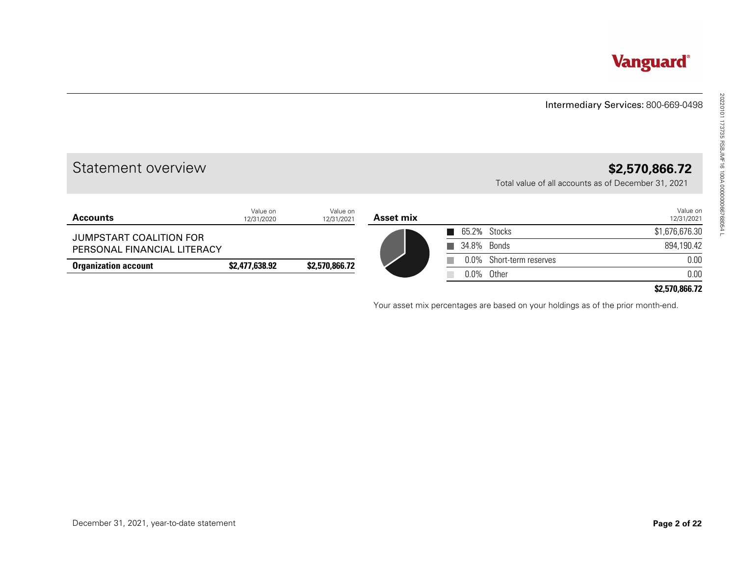Vanguard

Intermediary Services: 800-669-0498

# Statement overview

**$2,570,866.72**

Total value of all accounts as of December 31, 2021

| Accounts | Value on 12/31/2020 | Value on 12/31/2021 |
|---|---|---|
| JUMPSTART COALITION FOR PERSONAL FINANCIAL LITERACY | | |
| **Organization account** | **$2,477,638.92** | **$2,570,866.72** |

| Asset mix | | Value on 12/31/2021 |
|---|---|---|
| 65.2% | Stocks | $1,676,676.30 |
| 34.8% | Bonds | 894,190.42 |
| 0.0% | Short-term reserves | 0.00 |
| 0.0% | Other | 0.00 |
| | | **$2,570,866.72** |

Your asset mix percentages are based on your holdings as of the prior month-end.

December 31, 2021, year-to-date statement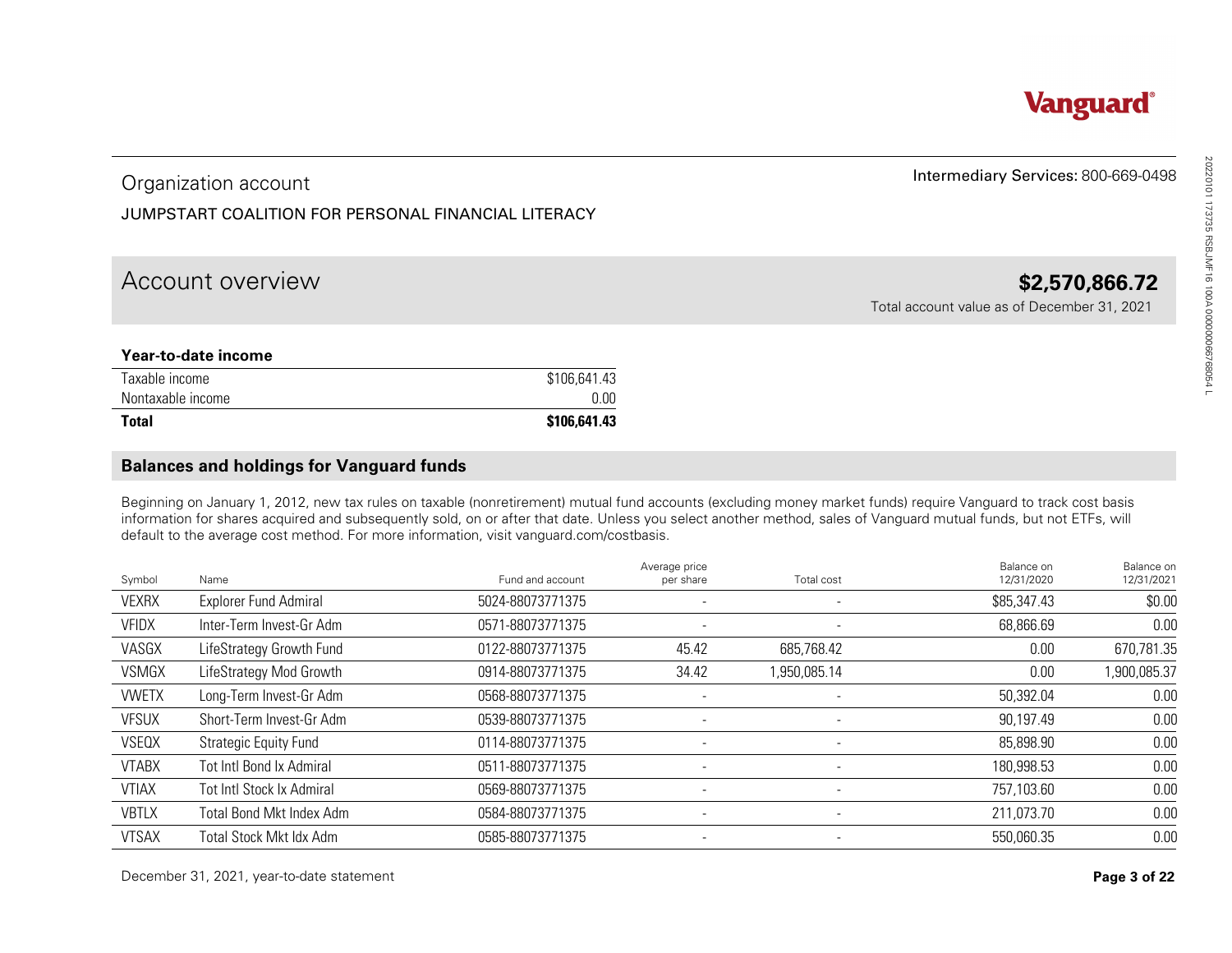Vanguard®

Intermediary Services: 800-669-0498

## Organization account

JUMPSTART COALITION FOR PERSONAL FINANCIAL LITERACY

# Account overview

**$2,570,866.72**

Total account value as of December 31, 2021

### Year-to-date income

| | |
|---|---|
| Taxable income | $106,641.43 |
| Nontaxable income | 0.00 |
| **Total** | **$106,641.43** |

## Balances and holdings for Vanguard funds

Beginning on January 1, 2012, new tax rules on taxable (nonretirement) mutual fund accounts (excluding money market funds) require Vanguard to track cost basis information for shares acquired and subsequently sold, on or after that date. Unless you select another method, sales of Vanguard mutual funds, but not ETFs, will default to the average cost method. For more information, visit vanguard.com/costbasis.

| Symbol | Name | Fund and account | Average price per share | Total cost | Balance on 12/31/2020 | Balance on 12/31/2021 |
|---|---|---|---|---|---|---|
| VEXRX | Explorer Fund Admiral | 5024-88073771375 | - | - | $85,347.43 | $0.00 |
| VFIDX | Inter-Term Invest-Gr Adm | 0571-88073771375 | - | - | 68,866.69 | 0.00 |
| VASGX | LifeStrategy Growth Fund | 0122-88073771375 | 45.42 | 685,768.42 | 0.00 | 670,781.35 |
| VSMGX | LifeStrategy Mod Growth | 0914-88073771375 | 34.42 | 1,950,085.14 | 0.00 | 1,900,085.37 |
| VWETX | Long-Term Invest-Gr Adm | 0568-88073771375 | - | - | 50,392.04 | 0.00 |
| VFSUX | Short-Term Invest-Gr Adm | 0539-88073771375 | - | - | 90,197.49 | 0.00 |
| VSEQX | Strategic Equity Fund | 0114-88073771375 | - | - | 85,898.90 | 0.00 |
| VTABX | Tot Intl Bond Ix Admiral | 0511-88073771375 | - | - | 180,998.53 | 0.00 |
| VTIAX | Tot Intl Stock Ix Admiral | 0569-88073771375 | - | - | 757,103.60 | 0.00 |
| VBTLX | Total Bond Mkt Index Adm | 0584-88073771375 | - | - | 211,073.70 | 0.00 |
| VTSAX | Total Stock Mkt Idx Adm | 0585-88073771375 | - | - | 550,060.35 | 0.00 |

December 31, 2021, year-to-date statement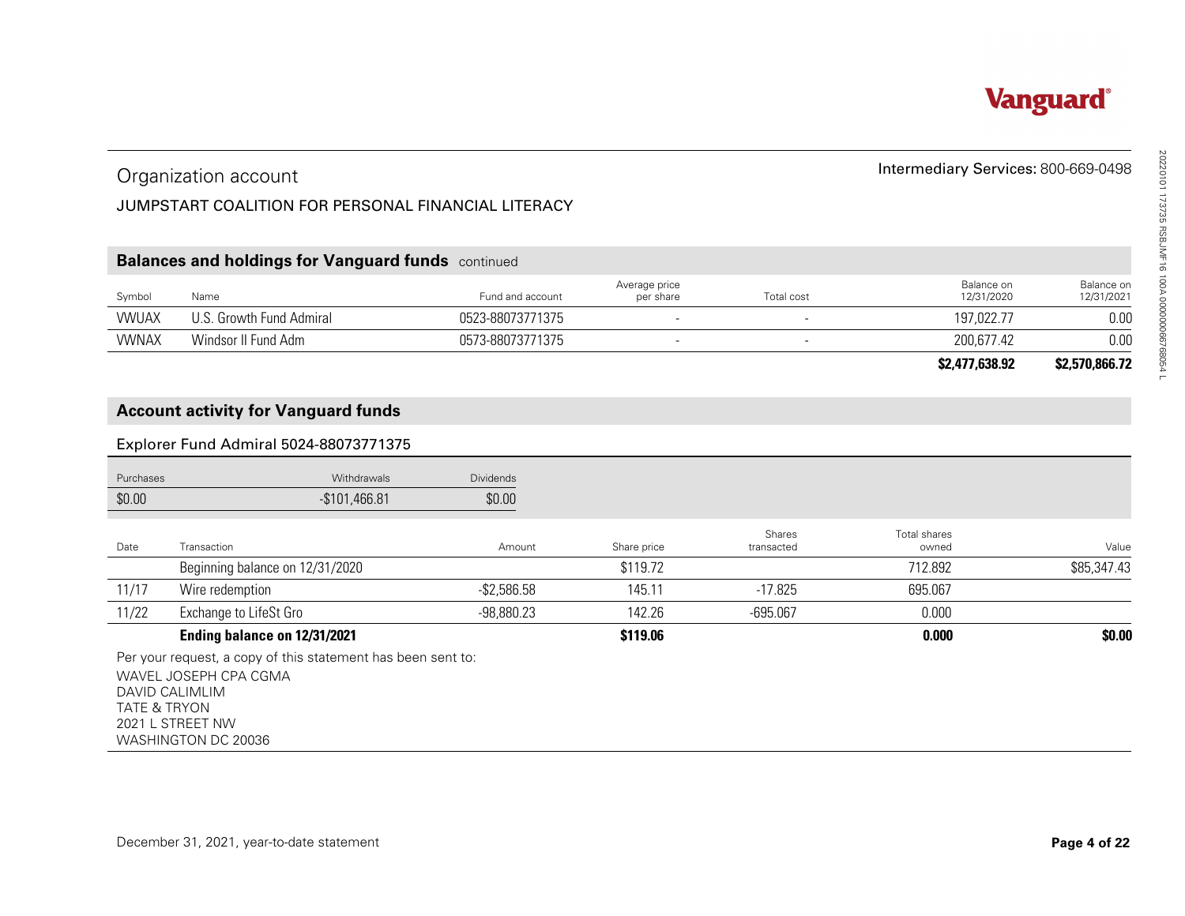Vanguard

# Organization account

Intermediary Services: 800-669-0498

JUMPSTART COALITION FOR PERSONAL FINANCIAL LITERACY

## Balances and holdings for Vanguard funds continued

| Symbol | Name | Fund and account | Average price per share | Total cost | Balance on 12/31/2020 | Balance on 12/31/2021 |
|---|---|---|---|---|---|---|
| VWUAX | U.S. Growth Fund Admiral | 0523-88073771375 | - | - | 197,022.77 | 0.00 |
| VWNAX | Windsor II Fund Adm | 0573-88073771375 | - | - | 200,677.42 | 0.00 |
| | | | | | **$2,477,638.92** | **$2,570,866.72** |

## Account activity for Vanguard funds

### Explorer Fund Admiral 5024-88073771375

| Purchases | Withdrawals | Dividends |
|---|---|---|
| $0.00 | -$101,466.81 | $0.00 |

| Date | Transaction | Amount | Share price | Shares transacted | Total shares owned | Value |
|---|---|---|---|---|---|---|
| | Beginning balance on 12/31/2020 | | $119.72 | | 712.892 | $85,347.43 |
| 11/17 | Wire redemption | -$2,586.58 | 145.11 | -17.825 | 695.067 | |
| 11/22 | Exchange to LifeSt Gro | -98,880.23 | 142.26 | -695.067 | 0.000 | |
| | **Ending balance on 12/31/2021** | | **$119.06** | | **0.000** | **$0.00** |

Per your request, a copy of this statement has been sent to:

WAVEL JOSEPH CPA CGMA
DAVID CALIMLIM
TATE & TRYON
2021 L STREET NW
WASHINGTON DC 20036

December 31, 2021, year-to-date statement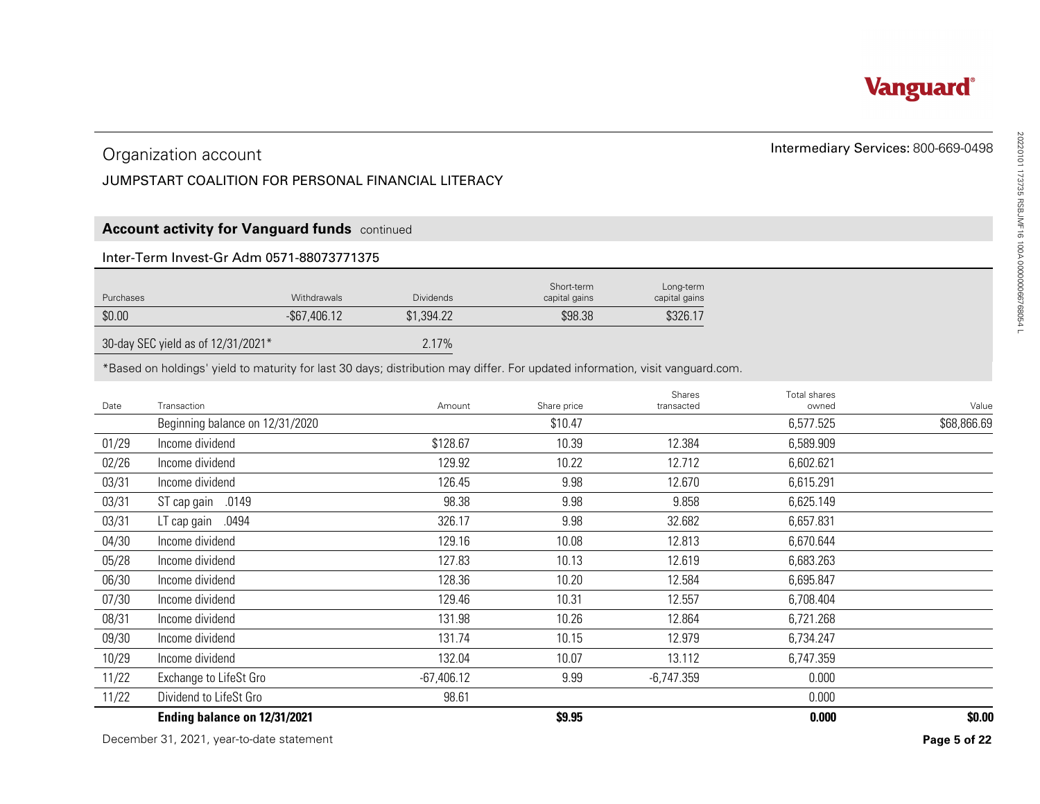Vanguard®

## Organization account

Intermediary Services: 800-669-0498

JUMPSTART COALITION FOR PERSONAL FINANCIAL LITERACY

### Account activity for Vanguard funds continued

#### Inter-Term Invest-Gr Adm 0571-88073771375

| Purchases | Withdrawals | Dividends | Short-term capital gains | Long-term capital gains |
|---|---|---|---|---|
| $0.00 | -$67,406.12 | $1,394.22 | $98.38 | $326.17 |

| 30-day SEC yield as of 12/31/2021* | 2.17% |
|---|---|

*Based on holdings' yield to maturity for last 30 days; distribution may differ. For updated information, visit vanguard.com.

| Date | Transaction | Amount | Share price | Shares transacted | Total shares owned | Value |
|---|---|---|---|---|---|---|
| | Beginning balance on 12/31/2020 | | $10.47 | | 6,577.525 | $68,866.69 |
| 01/29 | Income dividend | $128.67 | 10.39 | 12.384 | 6,589.909 | |
| 02/26 | Income dividend | 129.92 | 10.22 | 12.712 | 6,602.621 | |
| 03/31 | Income dividend | 126.45 | 9.98 | 12.670 | 6,615.291 | |
| 03/31 | ST cap gain .0149 | 98.38 | 9.98 | 9.858 | 6,625.149 | |
| 03/31 | LT cap gain .0494 | 326.17 | 9.98 | 32.682 | 6,657.831 | |
| 04/30 | Income dividend | 129.16 | 10.08 | 12.813 | 6,670.644 | |
| 05/28 | Income dividend | 127.83 | 10.13 | 12.619 | 6,683.263 | |
| 06/30 | Income dividend | 128.36 | 10.20 | 12.584 | 6,695.847 | |
| 07/30 | Income dividend | 129.46 | 10.31 | 12.557 | 6,708.404 | |
| 08/31 | Income dividend | 131.98 | 10.26 | 12.864 | 6,721.268 | |
| 09/30 | Income dividend | 131.74 | 10.15 | 12.979 | 6,734.247 | |
| 10/29 | Income dividend | 132.04 | 10.07 | 13.112 | 6,747.359 | |
| 11/22 | Exchange to LifeSt Gro | -67,406.12 | 9.99 | -6,747.359 | 0.000 | |
| 11/22 | Dividend to LifeSt Gro | 98.61 | | | 0.000 | |
| | **Ending balance on 12/31/2021** | | **$9.95** | | **0.000** | **$0.00** |

December 31, 2021, year-to-date statement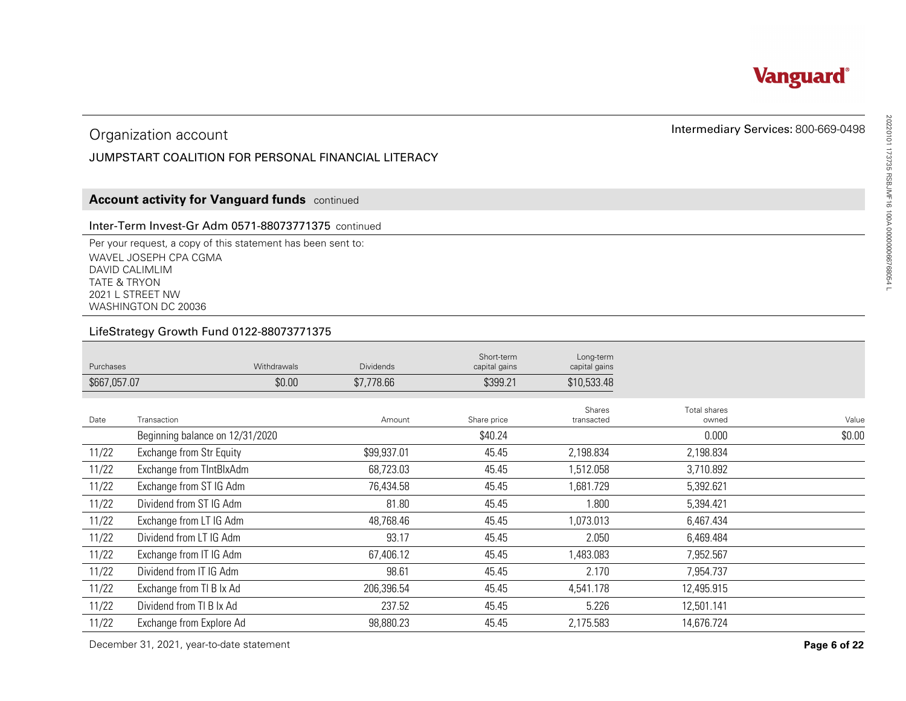Vanguard®

## Organization account

Intermediary Services: 800-669-0498

JUMPSTART COALITION FOR PERSONAL FINANCIAL LITERACY

### Account activity for Vanguard funds continued

#### Inter-Term Invest-Gr Adm 0571-88073771375 continued

Per your request, a copy of this statement has been sent to:
WAVEL JOSEPH CPA CGMA
DAVID CALIMLIM
TATE & TRYON
2021 L STREET NW
WASHINGTON DC 20036

#### LifeStrategy Growth Fund 0122-88073771375

| Purchases | Withdrawals | Dividends | Short-term capital gains | Long-term capital gains |
|---|---|---|---|---|
| $667,057.07 | $0.00 | $7,778.66 | $399.21 | $10,533.48 |

| Date | Transaction | Amount | Share price | Shares transacted | Total shares owned | Value |
|---|---|---|---|---|---|---|
| | Beginning balance on 12/31/2020 | | $40.24 | | 0.000 | $0.00 |
| 11/22 | Exchange from Str Equity | $99,937.01 | 45.45 | 2,198.834 | 2,198.834 | |
| 11/22 | Exchange from TIntBlxAdm | 68,723.03 | 45.45 | 1,512.058 | 3,710.892 | |
| 11/22 | Exchange from ST IG Adm | 76,434.58 | 45.45 | 1,681.729 | 5,392.621 | |
| 11/22 | Dividend from ST IG Adm | 81.80 | 45.45 | 1.800 | 5,394.421 | |
| 11/22 | Exchange from LT IG Adm | 48,768.46 | 45.45 | 1,073.013 | 6,467.434 | |
| 11/22 | Dividend from LT IG Adm | 93.17 | 45.45 | 2.050 | 6,469.484 | |
| 11/22 | Exchange from IT IG Adm | 67,406.12 | 45.45 | 1,483.083 | 7,952.567 | |
| 11/22 | Dividend from IT IG Adm | 98.61 | 45.45 | 2.170 | 7,954.737 | |
| 11/22 | Exchange from TI B Ix Ad | 206,396.54 | 45.45 | 4,541.178 | 12,495.915 | |
| 11/22 | Dividend from TI B Ix Ad | 237.52 | 45.45 | 5.226 | 12,501.141 | |
| 11/22 | Exchange from Explore Ad | 98,880.23 | 45.45 | 2,175.583 | 14,676.724 | |

December 31, 2021, year-to-date statement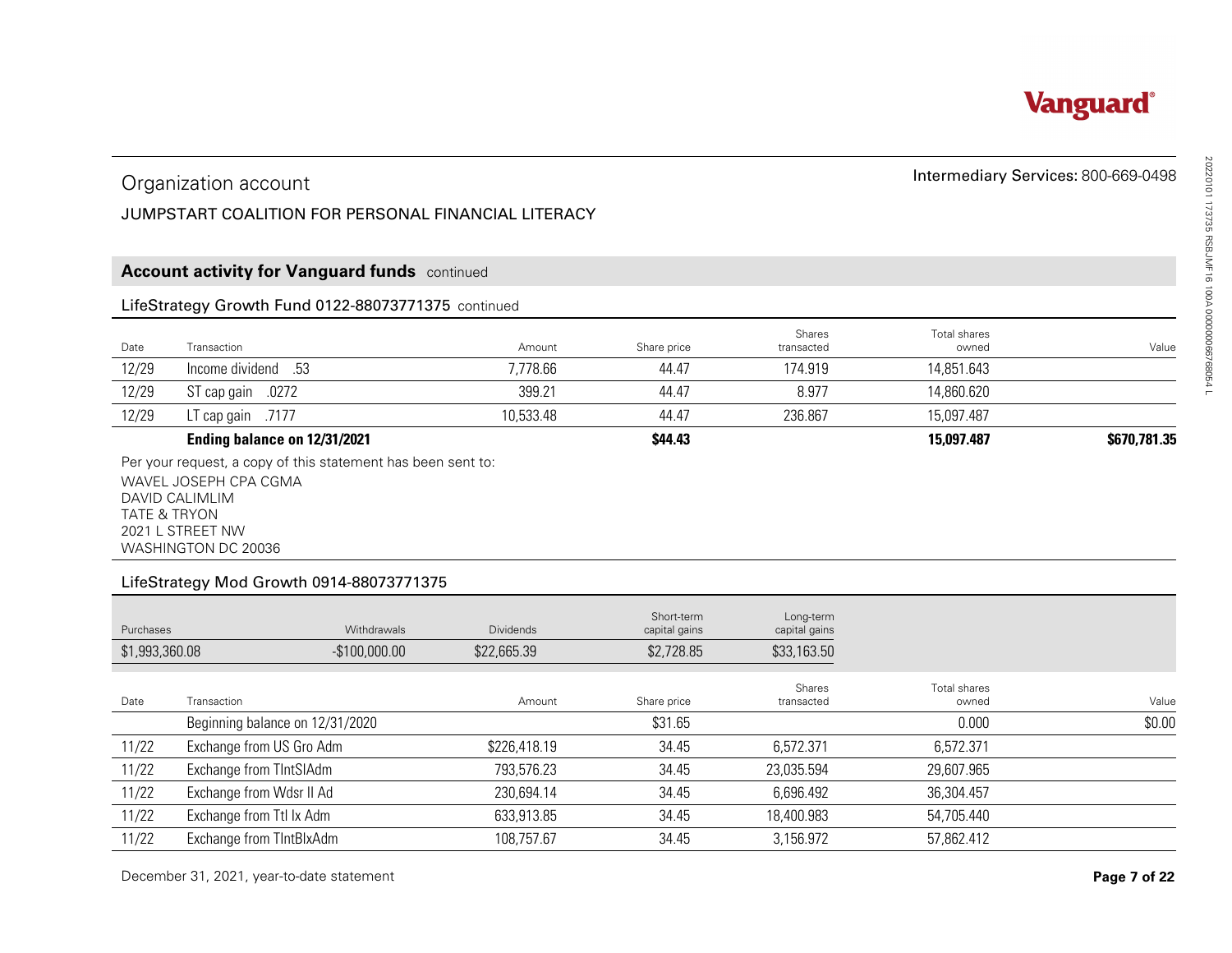Organization account

JUMPSTART COALITION FOR PERSONAL FINANCIAL LITERACY

Intermediary Services: 800-669-0498

## Account activity for Vanguard funds continued

### LifeStrategy Growth Fund 0122-88073771375 continued

| Date | Transaction | Amount | Share price | Shares transacted | Total shares owned | Value |
|---|---|---|---|---|---|---|
| 12/29 | Income dividend .53 | 7,778.66 | 44.47 | 174.919 | 14,851.643 | |
| 12/29 | ST cap gain .0272 | 399.21 | 44.47 | 8.977 | 14,860.620 | |
| 12/29 | LT cap gain .7177 | 10,533.48 | 44.47 | 236.867 | 15,097.487 | |
| | **Ending balance on 12/31/2021** | | **$44.43** | | **15,097.487** | **$670,781.35** |

Per your request, a copy of this statement has been sent to:
WAVEL JOSEPH CPA CGMA
DAVID CALIMLIM
TATE & TRYON
2021 L STREET NW
WASHINGTON DC 20036

### LifeStrategy Mod Growth 0914-88073771375

| Purchases | Withdrawals | Dividends | Short-term capital gains | Long-term capital gains |
|---|---|---|---|---|
| $1,993,360.08 | -$100,000.00 | $22,665.39 | $2,728.85 | $33,163.50 |

| Date | Transaction | Amount | Share price | Shares transacted | Total shares owned | Value |
|---|---|---|---|---|---|---|
| | Beginning balance on 12/31/2020 | | $31.65 | | 0.000 | $0.00 |
| 11/22 | Exchange from US Gro Adm | $226,418.19 | 34.45 | 6,572.371 | 6,572.371 | |
| 11/22 | Exchange from TIntSIAdm | 793,576.23 | 34.45 | 23,035.594 | 29,607.965 | |
| 11/22 | Exchange from Wdsr II Ad | 230,694.14 | 34.45 | 6,696.492 | 36,304.457 | |
| 11/22 | Exchange from Ttl Ix Adm | 633,913.85 | 34.45 | 18,400.983 | 54,705.440 | |
| 11/22 | Exchange from TIntBIxAdm | 108,757.67 | 34.45 | 3,156.972 | 57,862.412 | |

December 31, 2021, year-to-date statement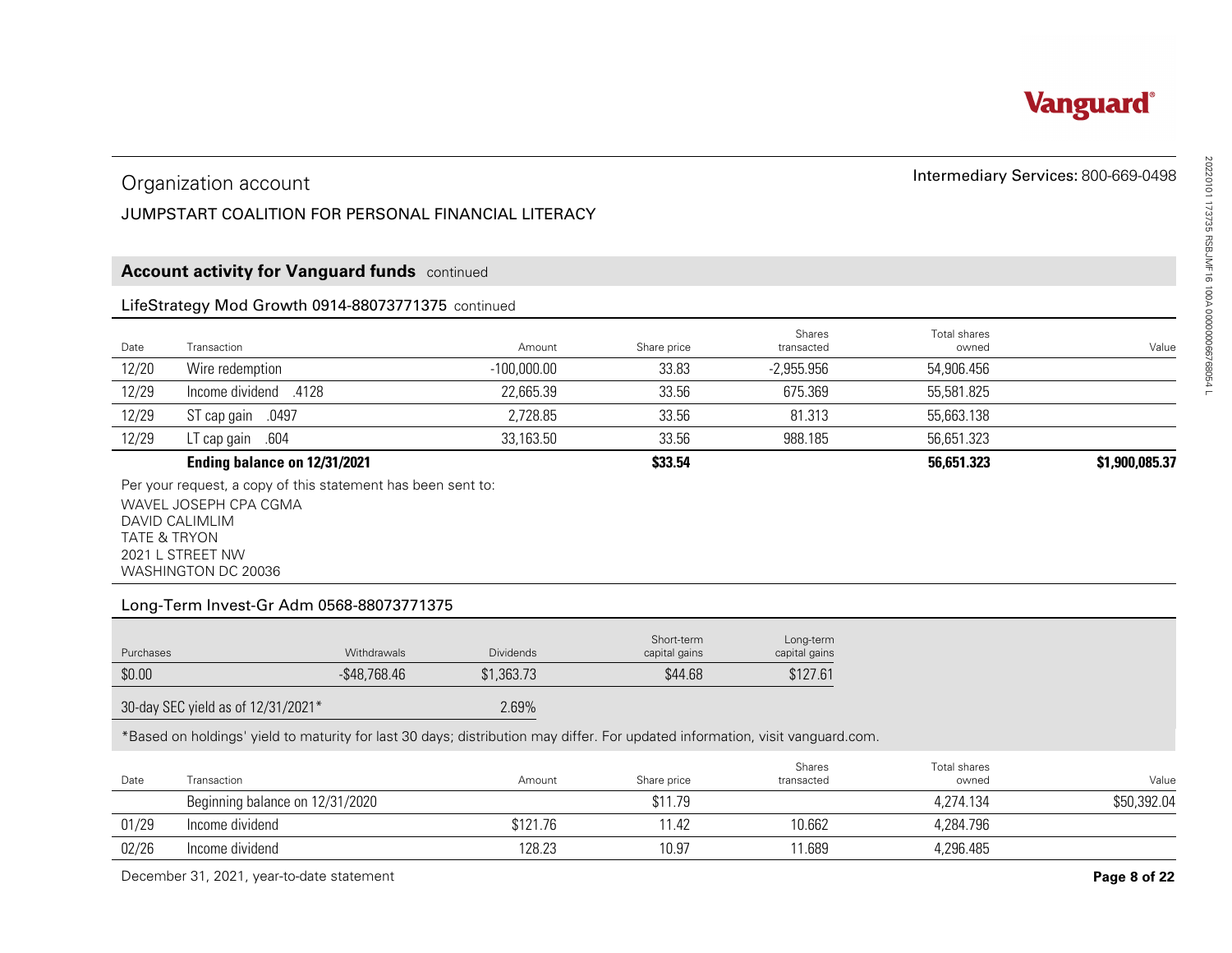Intermediary Services: 800-669-0498

## Organization account

JUMPSTART COALITION FOR PERSONAL FINANCIAL LITERACY

## Account activity for Vanguard funds continued

### LifeStrategy Mod Growth 0914-88073771375 continued

| Date | Transaction | Amount | Share price | Shares transacted | Total shares owned | Value |
|---|---|---|---|---|---|---|
| 12/20 | Wire redemption | -100,000.00 | 33.83 | -2,955.956 | 54,906.456 | |
| 12/29 | Income dividend .4128 | 22,665.39 | 33.56 | 675.369 | 55,581.825 | |
| 12/29 | ST cap gain .0497 | 2,728.85 | 33.56 | 81.313 | 55,663.138 | |
| 12/29 | LT cap gain .604 | 33,163.50 | 33.56 | 988.185 | 56,651.323 | |
| | **Ending balance on 12/31/2021** | | **$33.54** | | **56,651.323** | **$1,900,085.37** |

Per your request, a copy of this statement has been sent to:
WAVEL JOSEPH CPA CGMA
DAVID CALIMLIM
TATE & TRYON
2021 L STREET NW
WASHINGTON DC 20036

### Long-Term Invest-Gr Adm 0568-88073771375

| Purchases | Withdrawals | Dividends | Short-term capital gains | Long-term capital gains |
|---|---|---|---|---|
| $0.00 | -$48,768.46 | $1,363.73 | $44.68 | $127.61 |

| 30-day SEC yield as of 12/31/2021* | 2.69% |
|---|---|

*Based on holdings' yield to maturity for last 30 days; distribution may differ. For updated information, visit vanguard.com.

| Date | Transaction | Amount | Share price | Shares transacted | Total shares owned | Value |
|---|---|---|---|---|---|---|
| | Beginning balance on 12/31/2020 | | $11.79 | | 4,274.134 | $50,392.04 |
| 01/29 | Income dividend | $121.76 | 11.42 | 10.662 | 4,284.796 | |
| 02/26 | Income dividend | 128.23 | 10.97 | 11.689 | 4,296.485 | |

December 31, 2021, year-to-date statement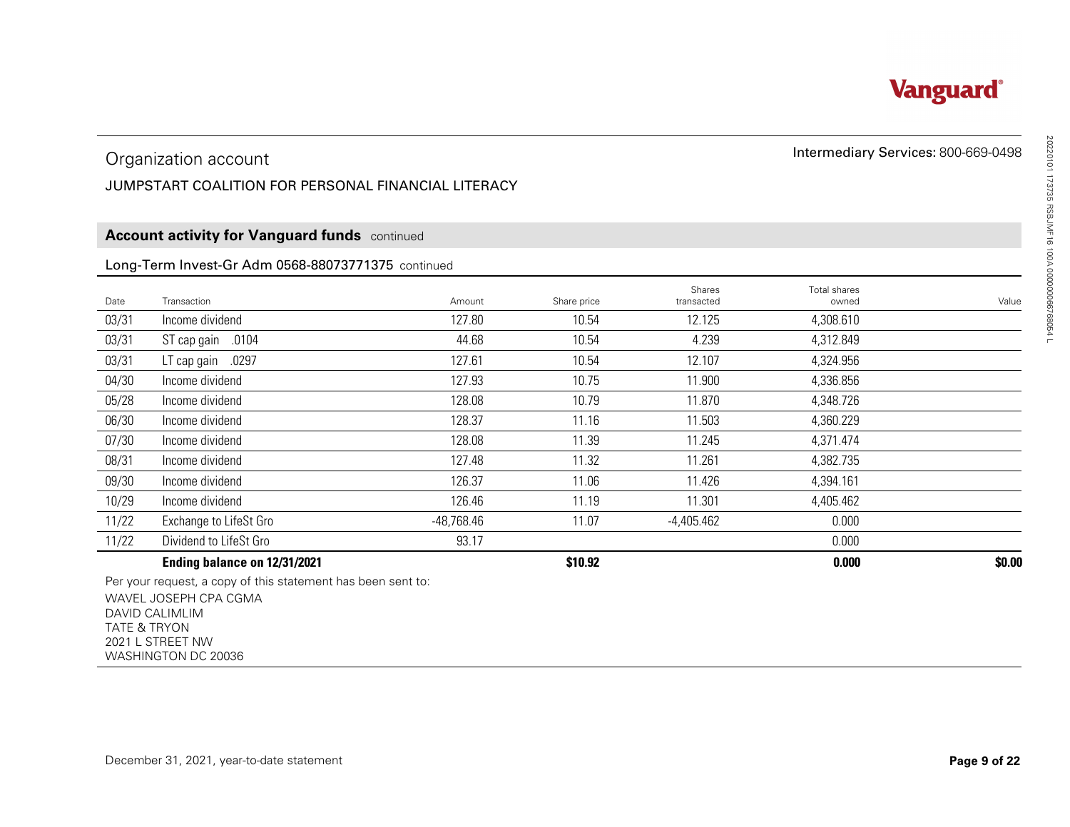Vanguard

Intermediary Services: 800-669-0498

## Organization account

JUMPSTART COALITION FOR PERSONAL FINANCIAL LITERACY

### Account activity for Vanguard funds continued

#### Long-Term Invest-Gr Adm 0568-88073771375 continued

| Date | Transaction | Amount | Share price | Shares transacted | Total shares owned | Value |
|---|---|---|---|---|---|---|
| 03/31 | Income dividend | 127.80 | 10.54 | 12.125 | 4,308.610 | |
| 03/31 | ST cap gain .0104 | 44.68 | 10.54 | 4.239 | 4,312.849 | |
| 03/31 | LT cap gain .0297 | 127.61 | 10.54 | 12.107 | 4,324.956 | |
| 04/30 | Income dividend | 127.93 | 10.75 | 11.900 | 4,336.856 | |
| 05/28 | Income dividend | 128.08 | 10.79 | 11.870 | 4,348.726 | |
| 06/30 | Income dividend | 128.37 | 11.16 | 11.503 | 4,360.229 | |
| 07/30 | Income dividend | 128.08 | 11.39 | 11.245 | 4,371.474 | |
| 08/31 | Income dividend | 127.48 | 11.32 | 11.261 | 4,382.735 | |
| 09/30 | Income dividend | 126.37 | 11.06 | 11.426 | 4,394.161 | |
| 10/29 | Income dividend | 126.46 | 11.19 | 11.301 | 4,405.462 | |
| 11/22 | Exchange to LifeSt Gro | -48,768.46 | 11.07 | -4,405.462 | 0.000 | |
| 11/22 | Dividend to LifeSt Gro | 93.17 | | | 0.000 | |
| | **Ending balance on 12/31/2021** | | **$10.92** | | **0.000** | **$0.00** |

Per your request, a copy of this statement has been sent to:
WAVEL JOSEPH CPA CGMA
DAVID CALIMLIM
TATE & TRYON
2021 L STREET NW
WASHINGTON DC 20036

December 31, 2021, year-to-date statement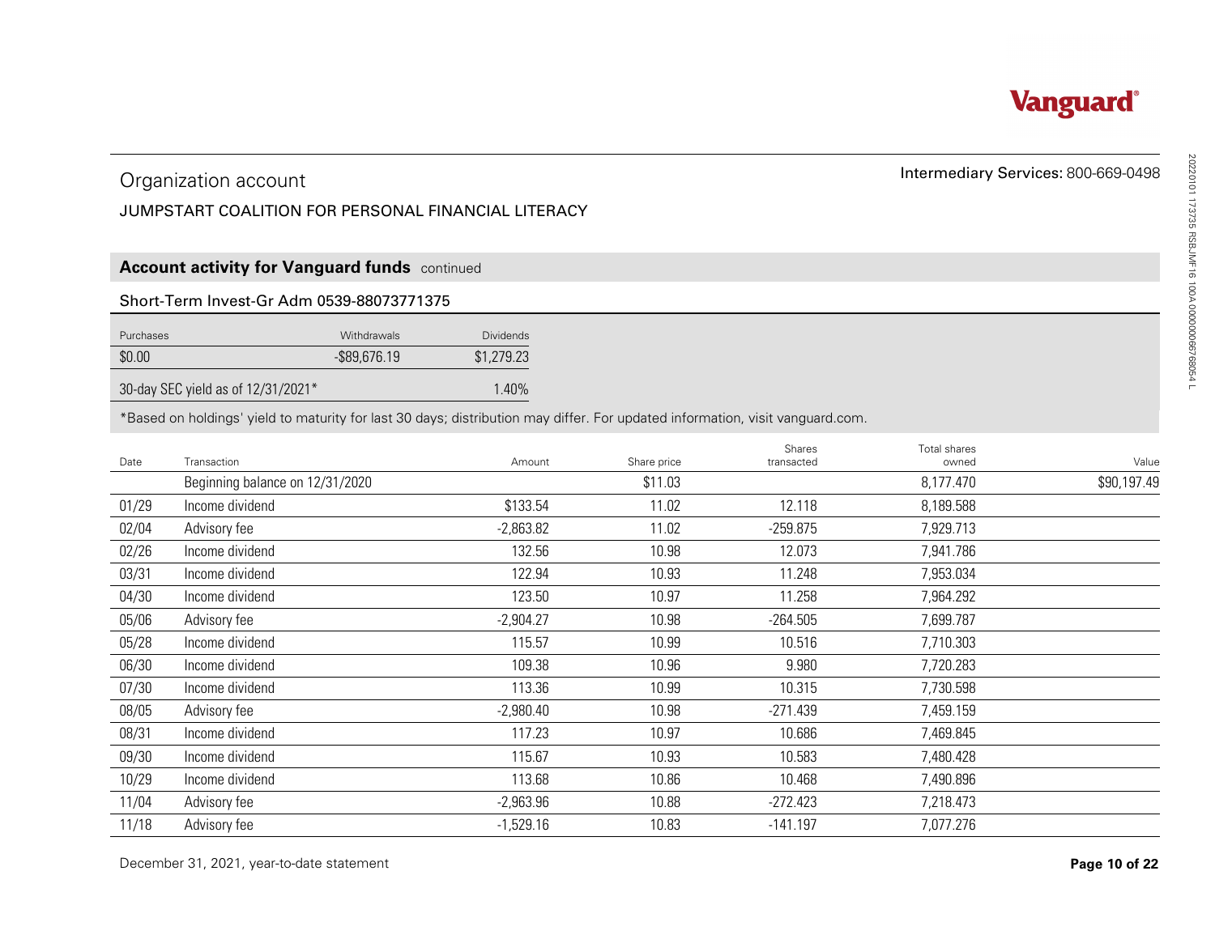Vanguard®

## Organization account

Intermediary Services: 800-669-0498

JUMPSTART COALITION FOR PERSONAL FINANCIAL LITERACY

### Account activity for Vanguard funds continued

#### Short-Term Invest-Gr Adm 0539-88073771375

| Purchases | Withdrawals | Dividends |
|---|---|---|
| $0.00 | -$89,676.19 | $1,279.23 |
| 30-day SEC yield as of 12/31/2021* | | 1.40% |

*Based on holdings' yield to maturity for last 30 days; distribution may differ. For updated information, visit vanguard.com.

| Date | Transaction | Amount | Share price | Shares transacted | Total shares owned | Value |
|---|---|---|---|---|---|---|
| | Beginning balance on 12/31/2020 | | $11.03 | | 8,177.470 | $90,197.49 |
| 01/29 | Income dividend | $133.54 | 11.02 | 12.118 | 8,189.588 | |
| 02/04 | Advisory fee | -2,863.82 | 11.02 | -259.875 | 7,929.713 | |
| 02/26 | Income dividend | 132.56 | 10.98 | 12.073 | 7,941.786 | |
| 03/31 | Income dividend | 122.94 | 10.93 | 11.248 | 7,953.034 | |
| 04/30 | Income dividend | 123.50 | 10.97 | 11.258 | 7,964.292 | |
| 05/06 | Advisory fee | -2,904.27 | 10.98 | -264.505 | 7,699.787 | |
| 05/28 | Income dividend | 115.57 | 10.99 | 10.516 | 7,710.303 | |
| 06/30 | Income dividend | 109.38 | 10.96 | 9.980 | 7,720.283 | |
| 07/30 | Income dividend | 113.36 | 10.99 | 10.315 | 7,730.598 | |
| 08/05 | Advisory fee | -2,980.40 | 10.98 | -271.439 | 7,459.159 | |
| 08/31 | Income dividend | 117.23 | 10.97 | 10.686 | 7,469.845 | |
| 09/30 | Income dividend | 115.67 | 10.93 | 10.583 | 7,480.428 | |
| 10/29 | Income dividend | 113.68 | 10.86 | 10.468 | 7,490.896 | |
| 11/04 | Advisory fee | -2,963.96 | 10.88 | -272.423 | 7,218.473 | |
| 11/18 | Advisory fee | -1,529.16 | 10.83 | -141.197 | 7,077.276 | |

December 31, 2021, year-to-date statement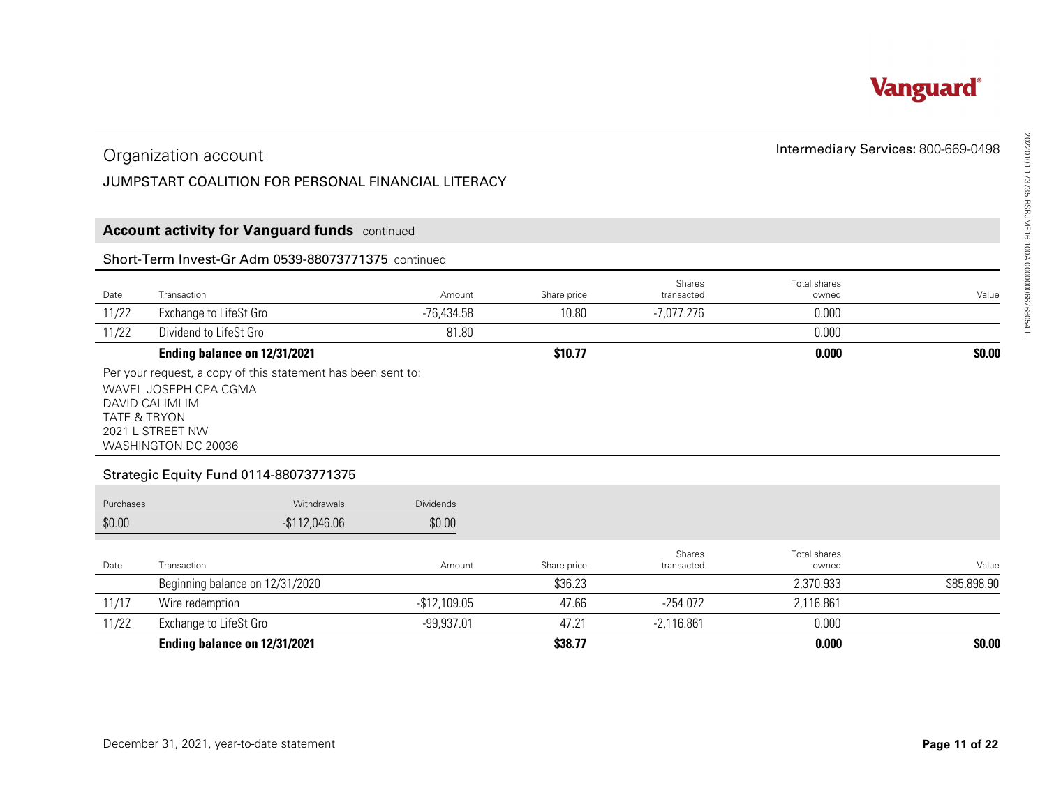## Organization account

JUMPSTART COALITION FOR PERSONAL FINANCIAL LITERACY

Intermediary Services: 800-669-0498

### Account activity for Vanguard funds continued

#### Short-Term Invest-Gr Adm 0539-88073771375 continued

| Date | Transaction | Amount | Share price | Shares transacted | Total shares owned | Value |
|---|---|---|---|---|---|---|
| 11/22 | Exchange to LifeSt Gro | -76,434.58 | 10.80 | -7,077.276 | 0.000 | |
| 11/22 | Dividend to LifeSt Gro | 81.80 | | | 0.000 | |
| | **Ending balance on 12/31/2021** | | **$10.77** | | **0.000** | **$0.00** |

Per your request, a copy of this statement has been sent to:
WAVEL JOSEPH CPA CGMA
DAVID CALIMLIM
TATE & TRYON
2021 L STREET NW
WASHINGTON DC 20036

#### Strategic Equity Fund 0114-88073771375

| Purchases | Withdrawals | Dividends |
|---|---|---|
| $0.00 | -$112,046.06 | $0.00 |

| Date | Transaction | Amount | Share price | Shares transacted | Total shares owned | Value |
|---|---|---|---|---|---|---|
| | Beginning balance on 12/31/2020 | | $36.23 | | 2,370.933 | $85,898.90 |
| 11/17 | Wire redemption | -$12,109.05 | 47.66 | -254.072 | 2,116.861 | |
| 11/22 | Exchange to LifeSt Gro | -99,937.01 | 47.21 | -2,116.861 | 0.000 | |
| | **Ending balance on 12/31/2021** | | **$38.77** | | **0.000** | **$0.00** |

December 31, 2021, year-to-date statement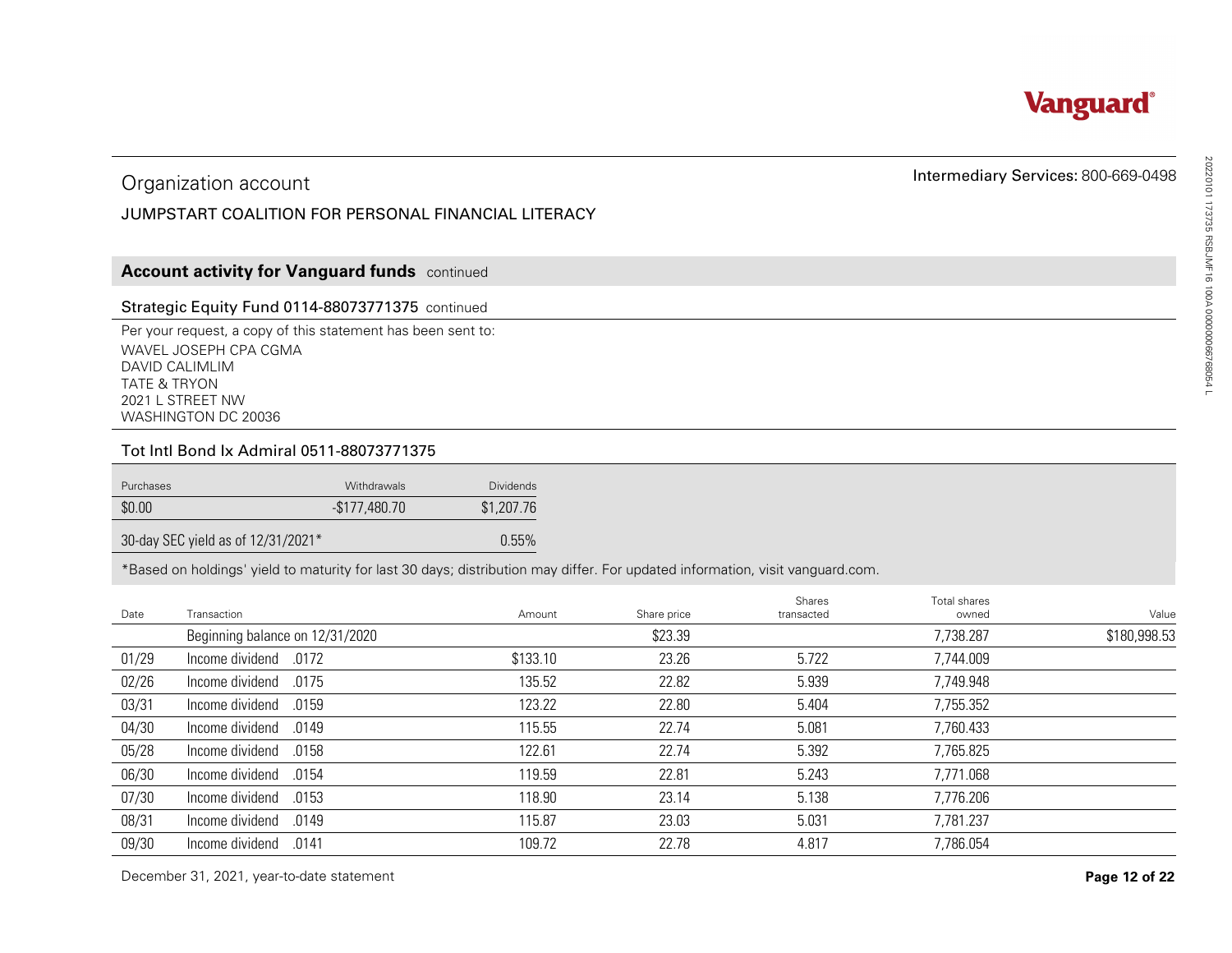## Organization account

JUMPSTART COALITION FOR PERSONAL FINANCIAL LITERACY

Intermediary Services: 800-669-0498

### Account activity for Vanguard funds continued

#### Strategic Equity Fund 0114-88073771375 continued

Per your request, a copy of this statement has been sent to:
WAVEL JOSEPH CPA CGMA
DAVID CALIMLIM
TATE & TRYON
2021 L STREET NW
WASHINGTON DC 20036

#### Tot Intl Bond Ix Admiral 0511-88073771375

| Purchases | Withdrawals | Dividends |
|---|---|---|
| $0.00 | -$177,480.70 | $1,207.76 |
| 30-day SEC yield as of 12/31/2021* | | 0.55% |

*Based on holdings' yield to maturity for last 30 days; distribution may differ. For updated information, visit vanguard.com.

| Date | Transaction | Amount | Share price | Shares transacted | Total shares owned | Value |
|---|---|---|---|---|---|---|
| | Beginning balance on 12/31/2020 | | $23.39 | | 7,738.287 | $180,998.53 |
| 01/29 | Income dividend .0172 | $133.10 | 23.26 | 5.722 | 7,744.009 | |
| 02/26 | Income dividend .0175 | 135.52 | 22.82 | 5.939 | 7,749.948 | |
| 03/31 | Income dividend .0159 | 123.22 | 22.80 | 5.404 | 7,755.352 | |
| 04/30 | Income dividend .0149 | 115.55 | 22.74 | 5.081 | 7,760.433 | |
| 05/28 | Income dividend .0158 | 122.61 | 22.74 | 5.392 | 7,765.825 | |
| 06/30 | Income dividend .0154 | 119.59 | 22.81 | 5.243 | 7,771.068 | |
| 07/30 | Income dividend .0153 | 118.90 | 23.14 | 5.138 | 7,776.206 | |
| 08/31 | Income dividend .0149 | 115.87 | 23.03 | 5.031 | 7,781.237 | |
| 09/30 | Income dividend .0141 | 109.72 | 22.78 | 4.817 | 7,786.054 | |

December 31, 2021, year-to-date statement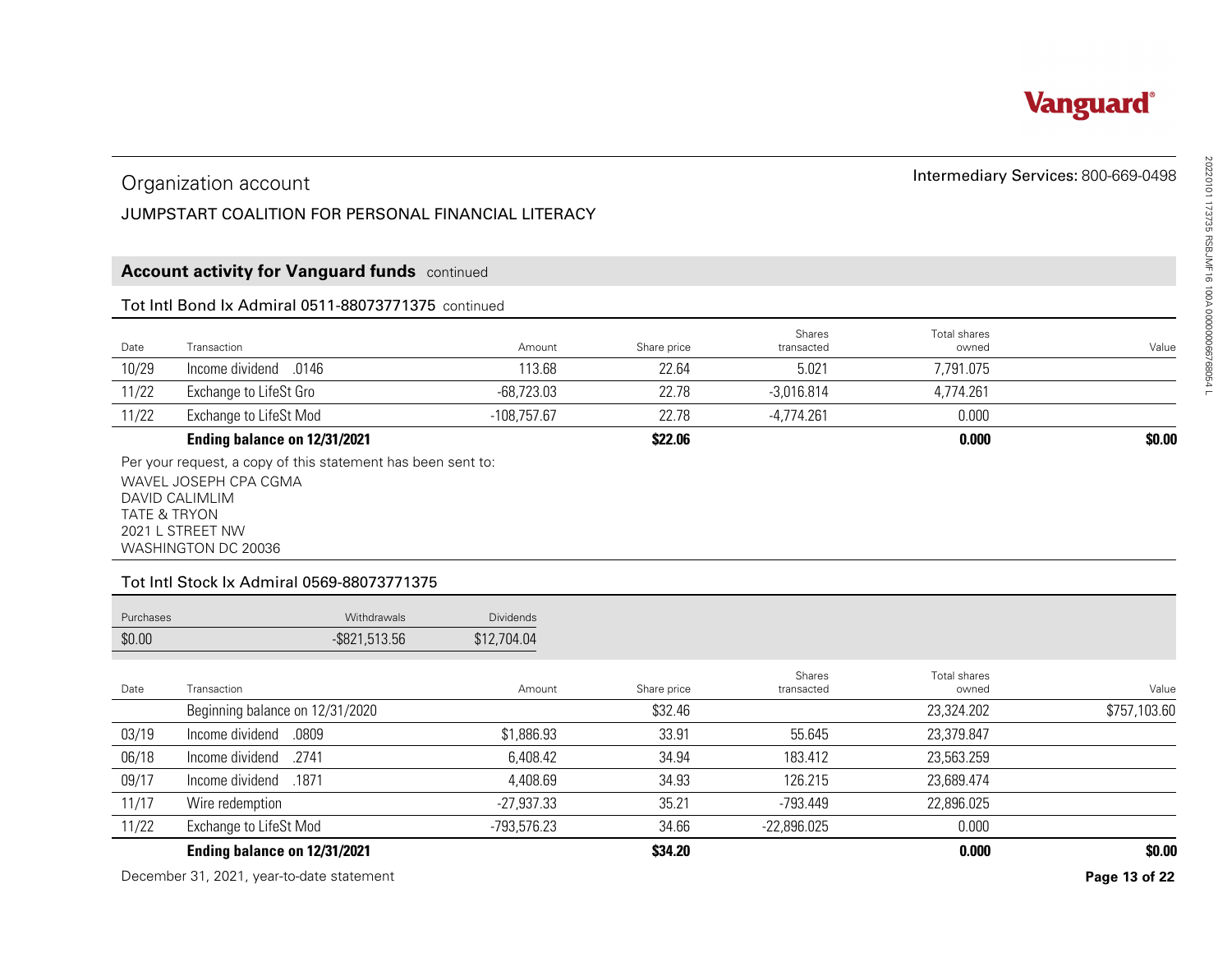Intermediary Services: 800-669-0498

## Organization account

JUMPSTART COALITION FOR PERSONAL FINANCIAL LITERACY

### Account activity for Vanguard funds continued

#### Tot Intl Bond Ix Admiral 0511-88073771375 continued

| Date | Transaction | Amount | Share price | Shares transacted | Total shares owned | Value |
|---|---|---|---|---|---|---|
| 10/29 | Income dividend .0146 | 113.68 | 22.64 | 5.021 | 7,791.075 | |
| 11/22 | Exchange to LifeSt Gro | -68,723.03 | 22.78 | -3,016.814 | 4,774.261 | |
| 11/22 | Exchange to LifeSt Mod | -108,757.67 | 22.78 | -4,774.261 | 0.000 | |
| | **Ending balance on 12/31/2021** | | **$22.06** | | **0.000** | **$0.00** |

Per your request, a copy of this statement has been sent to:
WAVEL JOSEPH CPA CGMA
DAVID CALIMLIM
TATE & TRYON
2021 L STREET NW
WASHINGTON DC 20036

#### Tot Intl Stock Ix Admiral 0569-88073771375

| Purchases | Withdrawals | Dividends |
|---|---|---|
| $0.00 | -$821,513.56 | $12,704.04 |

| Date | Transaction | Amount | Share price | Shares transacted | Total shares owned | Value |
|---|---|---|---|---|---|---|
| | Beginning balance on 12/31/2020 | | $32.46 | | 23,324.202 | $757,103.60 |
| 03/19 | Income dividend .0809 | $1,886.93 | 33.91 | 55.645 | 23,379.847 | |
| 06/18 | Income dividend .2741 | 6,408.42 | 34.94 | 183.412 | 23,563.259 | |
| 09/17 | Income dividend .1871 | 4,408.69 | 34.93 | 126.215 | 23,689.474 | |
| 11/17 | Wire redemption | -27,937.33 | 35.21 | -793.449 | 22,896.025 | |
| 11/22 | Exchange to LifeSt Mod | -793,576.23 | 34.66 | -22,896.025 | 0.000 | |
| | **Ending balance on 12/31/2021** | | **$34.20** | | **0.000** | **$0.00** |

December 31, 2021, year-to-date statement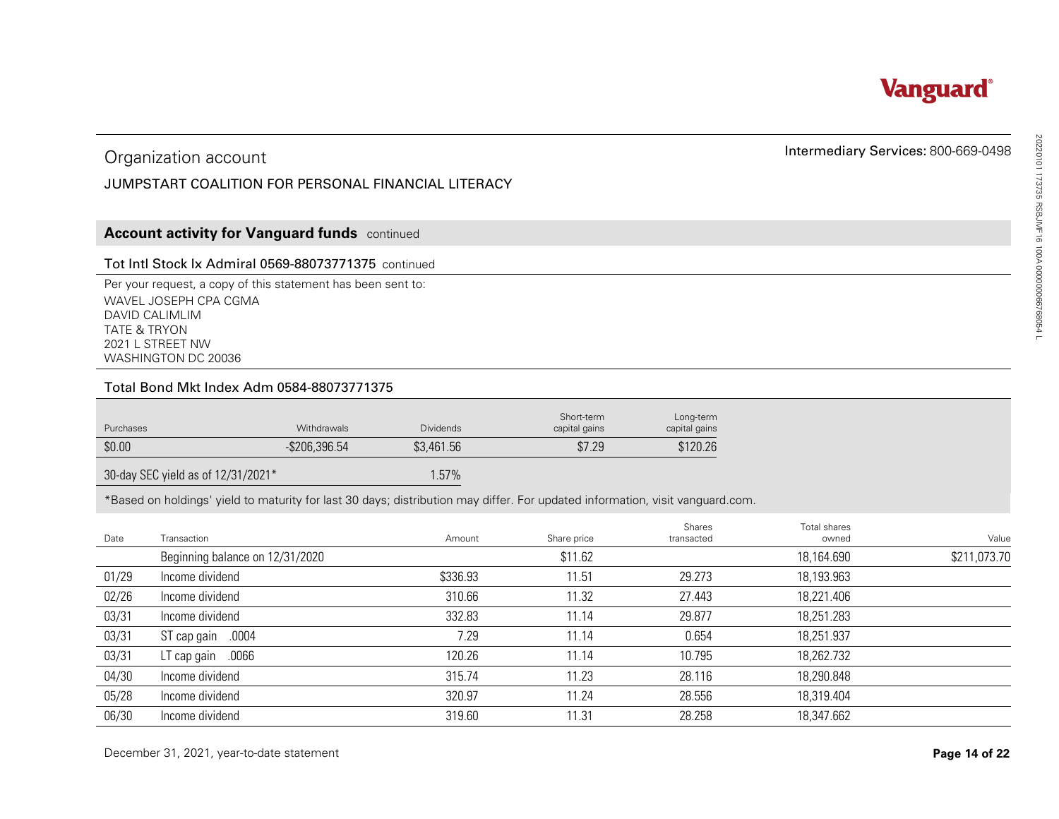Organization account

JUMPSTART COALITION FOR PERSONAL FINANCIAL LITERACY

Intermediary Services: 800-669-0498

## Account activity for Vanguard funds continued

### Tot Intl Stock Ix Admiral 0569-88073771375 continued

Per your request, a copy of this statement has been sent to:
WAVEL JOSEPH CPA CGMA
DAVID CALIMLIM
TATE & TRYON
2021 L STREET NW
WASHINGTON DC 20036

### Total Bond Mkt Index Adm 0584-88073771375

| Purchases | Withdrawals | Dividends | Short-term capital gains | Long-term capital gains |
|---|---|---|---|---|
| $0.00 | -$206,396.54 | $3,461.56 | $7.29 | $120.26 |

| 30-day SEC yield as of 12/31/2021* | 1.57% |
|---|---|

*Based on holdings' yield to maturity for last 30 days; distribution may differ. For updated information, visit vanguard.com.

| Date | Transaction | Amount | Share price | Shares transacted | Total shares owned | Value |
|---|---|---|---|---|---|---|
| | Beginning balance on 12/31/2020 | | $11.62 | | 18,164.690 | $211,073.70 |
| 01/29 | Income dividend | $336.93 | 11.51 | 29.273 | 18,193.963 | |
| 02/26 | Income dividend | 310.66 | 11.32 | 27.443 | 18,221.406 | |
| 03/31 | Income dividend | 332.83 | 11.14 | 29.877 | 18,251.283 | |
| 03/31 | ST cap gain .0004 | 7.29 | 11.14 | 0.654 | 18,251.937 | |
| 03/31 | LT cap gain .0066 | 120.26 | 11.14 | 10.795 | 18,262.732 | |
| 04/30 | Income dividend | 315.74 | 11.23 | 28.116 | 18,290.848 | |
| 05/28 | Income dividend | 320.97 | 11.24 | 28.556 | 18,319.404 | |
| 06/30 | Income dividend | 319.60 | 11.31 | 28.258 | 18,347.662 | |

December 31, 2021, year-to-date statement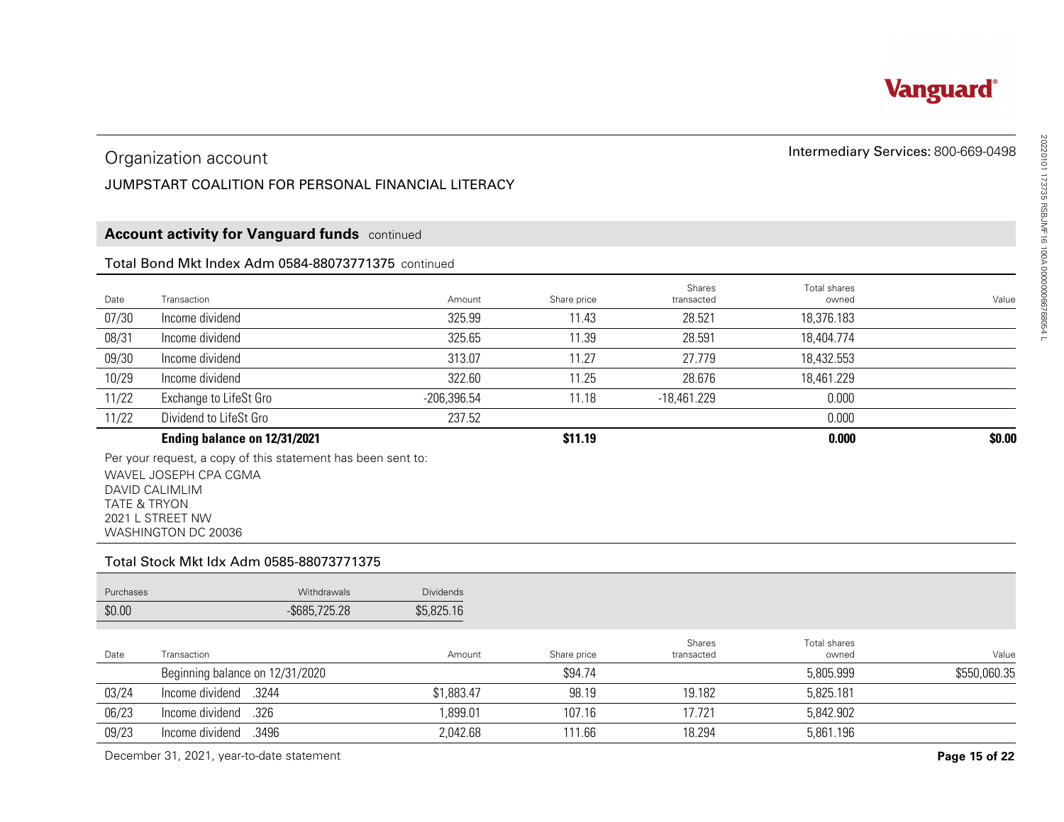# Organization account

Intermediary Services: 800-669-0498

JUMPSTART COALITION FOR PERSONAL FINANCIAL LITERACY

## Account activity for Vanguard funds continued

### Total Bond Mkt Index Adm 0584-88073771375 continued

| Date | Transaction | Amount | Share price | Shares transacted | Total shares owned | Value |
|---|---|---|---|---|---|---|
| 07/30 | Income dividend | 325.99 | 11.43 | 28.521 | 18,376.183 | |
| 08/31 | Income dividend | 325.65 | 11.39 | 28.591 | 18,404.774 | |
| 09/30 | Income dividend | 313.07 | 11.27 | 27.779 | 18,432.553 | |
| 10/29 | Income dividend | 322.60 | 11.25 | 28.676 | 18,461.229 | |
| 11/22 | Exchange to LifeSt Gro | -206,396.54 | 11.18 | -18,461.229 | 0.000 | |
| 11/22 | Dividend to LifeSt Gro | 237.52 | | | 0.000 | |
| | **Ending balance on 12/31/2021** | | **$11.19** | | **0.000** | **$0.00** |

Per your request, a copy of this statement has been sent to:
WAVEL JOSEPH CPA CGMA
DAVID CALIMLIM
TATE & TRYON
2021 L STREET NW
WASHINGTON DC 20036

### Total Stock Mkt Idx Adm 0585-88073771375

| Purchases | Withdrawals | Dividends |
|---|---|---|
| $0.00 | -$685,725.28 | $5,825.16 |

| Date | Transaction | Amount | Share price | Shares transacted | Total shares owned | Value |
|---|---|---|---|---|---|---|
| | Beginning balance on 12/31/2020 | | $94.74 | | 5,805.999 | $550,060.35 |
| 03/24 | Income dividend .3244 | $1,883.47 | 98.19 | 19.182 | 5,825.181 | |
| 06/23 | Income dividend .326 | 1,899.01 | 107.16 | 17.721 | 5,842.902 | |
| 09/23 | Income dividend .3496 | 2,042.68 | 111.66 | 18.294 | 5,861.196 | |

December 31, 2021, year-to-date statement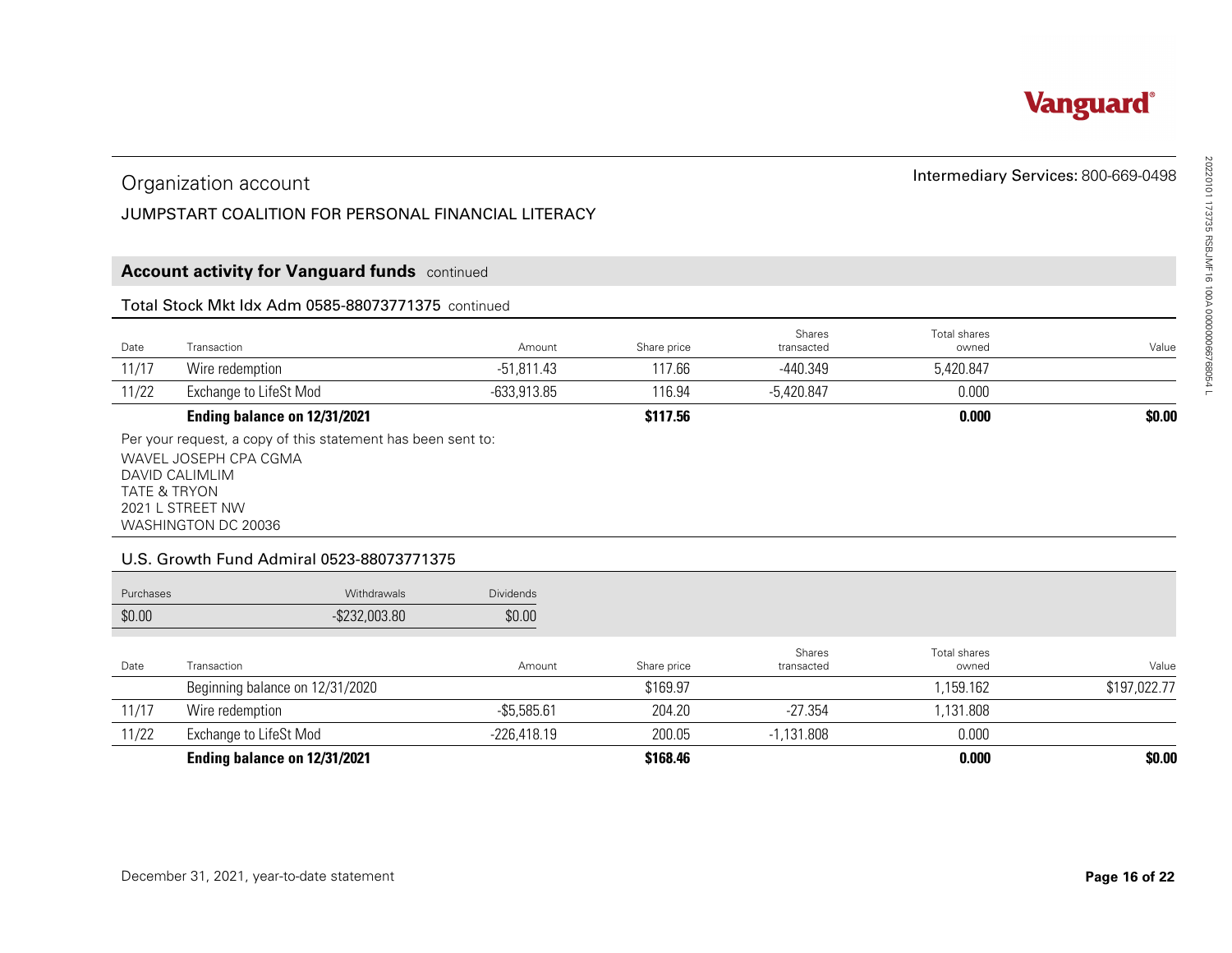Organization account

JUMPSTART COALITION FOR PERSONAL FINANCIAL LITERACY

Intermediary Services: 800-669-0498

## Account activity for Vanguard funds continued

### Total Stock Mkt Idx Adm 0585-88073771375 continued

| Date | Transaction | Amount | Share price | Shares transacted | Total shares owned | Value |
|---|---|---|---|---|---|---|
| 11/17 | Wire redemption | -51,811.43 | 117.66 | -440.349 | 5,420.847 | |
| 11/22 | Exchange to LifeSt Mod | -633,913.85 | 116.94 | -5,420.847 | 0.000 | |
| | **Ending balance on 12/31/2021** | | **$117.56** | | **0.000** | **$0.00** |

Per your request, a copy of this statement has been sent to:
WAVEL JOSEPH CPA CGMA
DAVID CALIMLIM
TATE & TRYON
2021 L STREET NW
WASHINGTON DC 20036

### U.S. Growth Fund Admiral 0523-88073771375

| Purchases | Withdrawals | Dividends |
|---|---|---|
| $0.00 | -$232,003.80 | $0.00 |

| Date | Transaction | Amount | Share price | Shares transacted | Total shares owned | Value |
|---|---|---|---|---|---|---|
| | Beginning balance on 12/31/2020 | | $169.97 | | 1,159.162 | $197,022.77 |
| 11/17 | Wire redemption | -$5,585.61 | 204.20 | -27.354 | 1,131.808 | |
| 11/22 | Exchange to LifeSt Mod | -226,418.19 | 200.05 | -1,131.808 | 0.000 | |
| | **Ending balance on 12/31/2021** | | **$168.46** | | **0.000** | **$0.00** |

December 31, 2021, year-to-date statement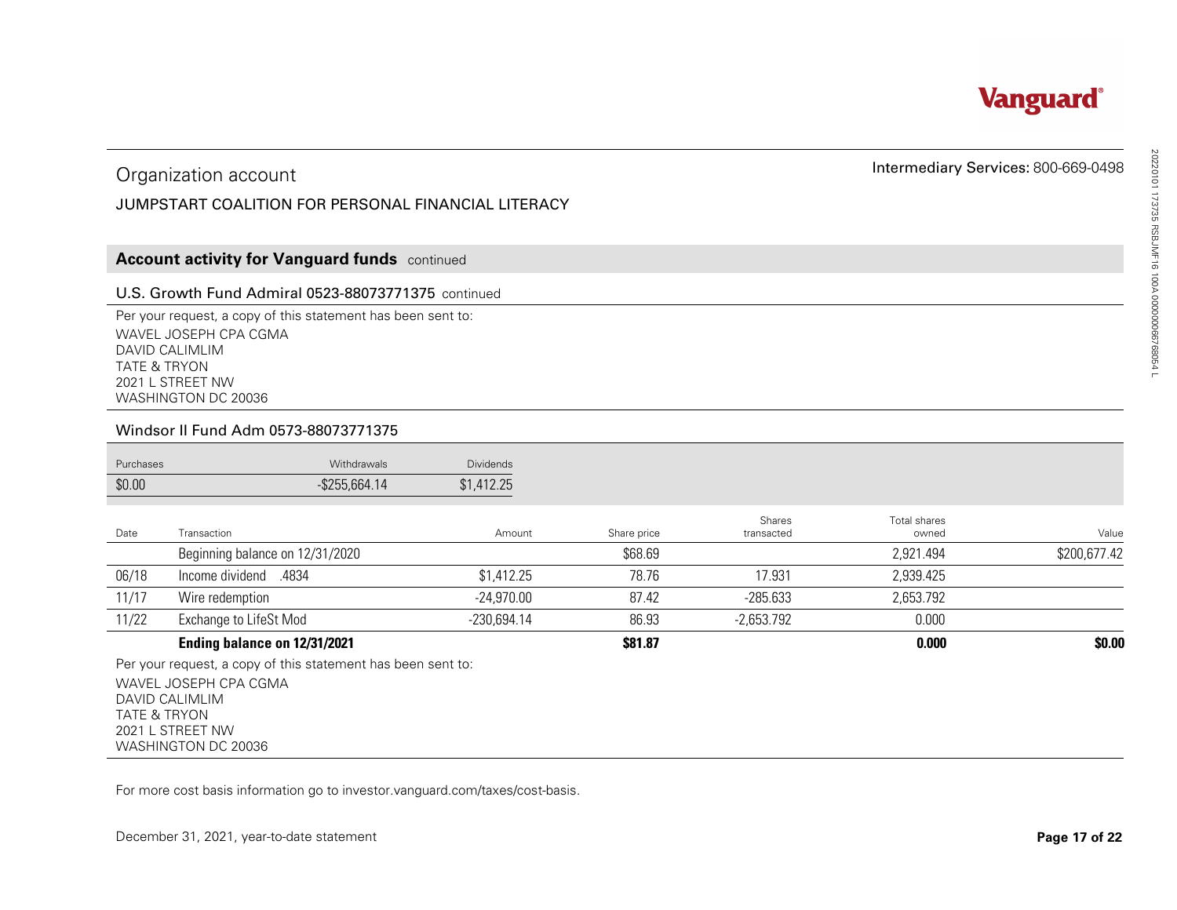Vanguard®

# Organization account

JUMPSTART COALITION FOR PERSONAL FINANCIAL LITERACY

Intermediary Services: 800-669-0498

## Account activity for Vanguard funds continued

### U.S. Growth Fund Admiral 0523-88073771375 continued

Per your request, a copy of this statement has been sent to:
WAVEL JOSEPH CPA CGMA
DAVID CALIMLIM
TATE & TRYON
2021 L STREET NW
WASHINGTON DC 20036

### Windsor II Fund Adm 0573-88073771375

| Purchases | Withdrawals | Dividends |
| --- | --- | --- |
| $0.00 | -$255,664.14 | $1,412.25 |

| Date | Transaction | Amount | Share price | Shares transacted | Total shares owned | Value |
| --- | --- | --- | --- | --- | --- | --- |
| | Beginning balance on 12/31/2020 | | $68.69 | | 2,921.494 | $200,677.42 |
| 06/18 | Income dividend .4834 | $1,412.25 | 78.76 | 17.931 | 2,939.425 | |
| 11/17 | Wire redemption | -24,970.00 | 87.42 | -285.633 | 2,653.792 | |
| 11/22 | Exchange to LifeSt Mod | -230,694.14 | 86.93 | -2,653.792 | 0.000 | |
| | **Ending balance on 12/31/2021** | | **$81.87** | | **0.000** | **$0.00** |

Per your request, a copy of this statement has been sent to:
WAVEL JOSEPH CPA CGMA
DAVID CALIMLIM
TATE & TRYON
2021 L STREET NW
WASHINGTON DC 20036

For more cost basis information go to investor.vanguard.com/taxes/cost-basis.

December 31, 2021, year-to-date statement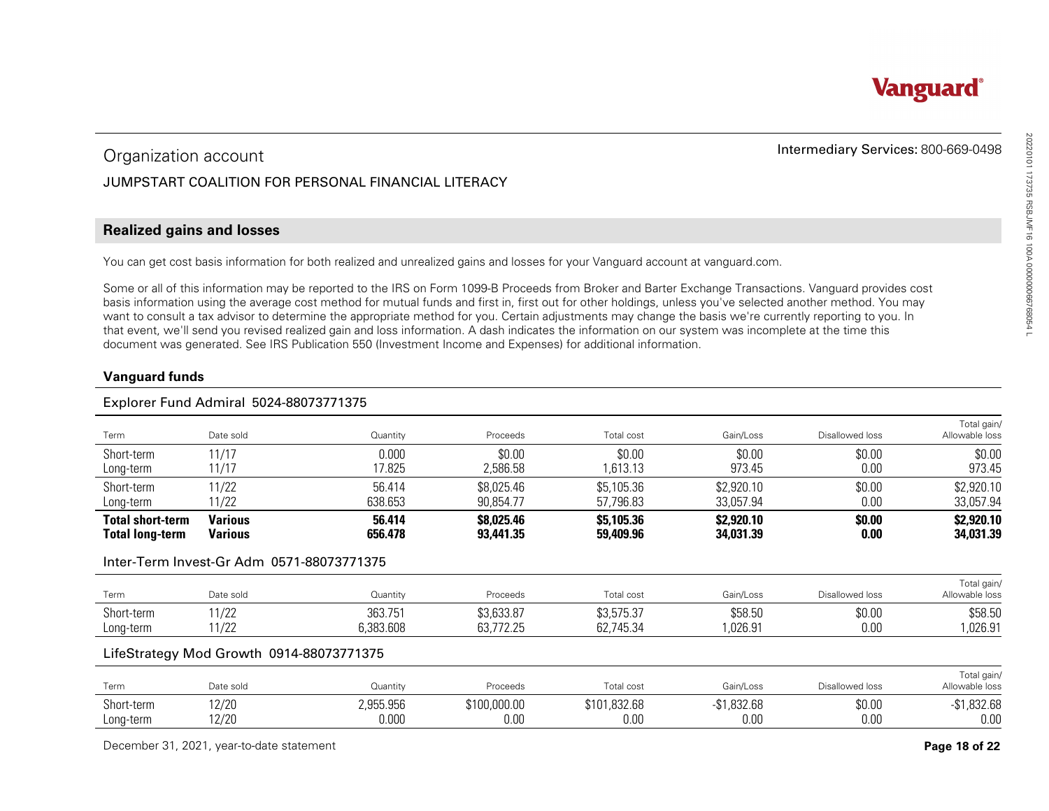Vanguard®

# Organization account

Intermediary Services: 800-669-0498

JUMPSTART COALITION FOR PERSONAL FINANCIAL LITERACY

## Realized gains and losses

You can get cost basis information for both realized and unrealized gains and losses for your Vanguard account at vanguard.com.

Some or all of this information may be reported to the IRS on Form 1099-B Proceeds from Broker and Barter Exchange Transactions. Vanguard provides cost basis information using the average cost method for mutual funds and first in, first out for other holdings, unless you've selected another method. You may want to consult a tax advisor to determine the appropriate method for you. Certain adjustments may change the basis we're currently reporting to you. In that event, we'll send you revised realized gain and loss information. A dash indicates the information on our system was incomplete at the time this document was generated. See IRS Publication 550 (Investment Income and Expenses) for additional information.

### Vanguard funds

#### Explorer Fund Admiral 5024-88073771375

| Term | Date sold | Quantity | Proceeds | Total cost | Gain/Loss | Disallowed loss | Total gain/ Allowable loss |
|---|---|---|---|---|---|---|---|
| Short-term | 11/17 | 0.000 | $0.00 | $0.00 | $0.00 | $0.00 | $0.00 |
| Long-term | 11/17 | 17.825 | 2,586.58 | 1,613.13 | 973.45 | 0.00 | 973.45 |
| Short-term | 11/22 | 56.414 | $8,025.46 | $5,105.36 | $2,920.10 | $0.00 | $2,920.10 |
| Long-term | 11/22 | 638.653 | 90,854.77 | 57,796.83 | 33,057.94 | 0.00 | 33,057.94 |
| **Total short-term** | **Various** | **56.414** | **$8,025.46** | **$5,105.36** | **$2,920.10** | **$0.00** | **$2,920.10** |
| **Total long-term** | **Various** | **656.478** | **93,441.35** | **59,409.96** | **34,031.39** | **0.00** | **34,031.39** |

#### Inter-Term Invest-Gr Adm 0571-88073771375

| Term | Date sold | Quantity | Proceeds | Total cost | Gain/Loss | Disallowed loss | Total gain/ Allowable loss |
|---|---|---|---|---|---|---|---|
| Short-term | 11/22 | 363.751 | $3,633.87 | $3,575.37 | $58.50 | $0.00 | $58.50 |
| Long-term | 11/22 | 6,383.608 | 63,772.25 | 62,745.34 | 1,026.91 | 0.00 | 1,026.91 |

#### LifeStrategy Mod Growth 0914-88073771375

| Term | Date sold | Quantity | Proceeds | Total cost | Gain/Loss | Disallowed loss | Total gain/ Allowable loss |
|---|---|---|---|---|---|---|---|
| Short-term | 12/20 | 2,955.956 | $100,000.00 | $101,832.68 | -$1,832.68 | $0.00 | -$1,832.68 |
| Long-term | 12/20 | 0.000 | 0.00 | 0.00 | 0.00 | 0.00 | 0.00 |

December 31, 2021, year-to-date statement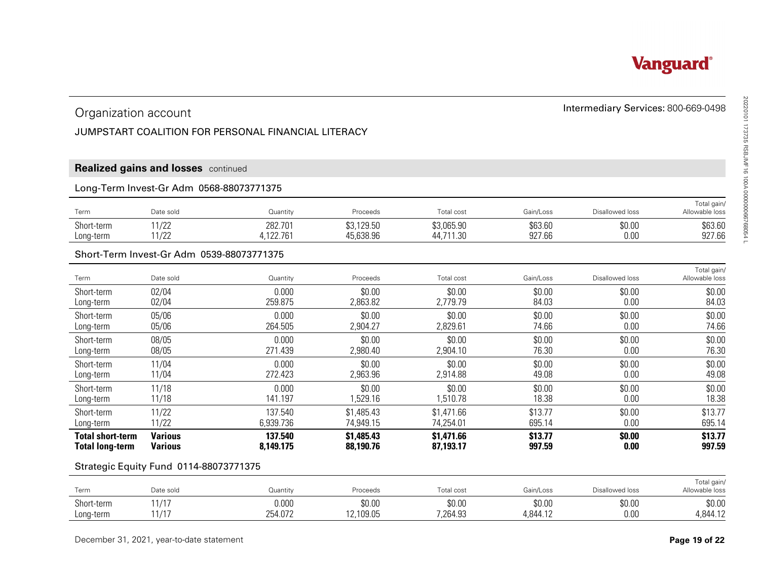Vanguard

## Organization account

Intermediary Services: 800-669-0498

JUMPSTART COALITION FOR PERSONAL FINANCIAL LITERACY

## Realized gains and losses continued

### Long-Term Invest-Gr Adm 0568-88073771375

| Term | Date sold | Quantity | Proceeds | Total cost | Gain/Loss | Disallowed loss | Total gain/ Allowable loss |
|---|---|---|---|---|---|---|---|
| Short-term | 11/22 | 282.701 | $3,129.50 | $3,065.90 | $63.60 | $0.00 | $63.60 |
| Long-term | 11/22 | 4,122.761 | 45,638.96 | 44,711.30 | 927.66 | 0.00 | 927.66 |

### Short-Term Invest-Gr Adm 0539-88073771375

| Term | Date sold | Quantity | Proceeds | Total cost | Gain/Loss | Disallowed loss | Total gain/ Allowable loss |
|---|---|---|---|---|---|---|---|
| Short-term | 02/04 | 0.000 | $0.00 | $0.00 | $0.00 | $0.00 | $0.00 |
| Long-term | 02/04 | 259.875 | 2,863.82 | 2,779.79 | 84.03 | 0.00 | 84.03 |
| Short-term | 05/06 | 0.000 | $0.00 | $0.00 | $0.00 | $0.00 | $0.00 |
| Long-term | 05/06 | 264.505 | 2,904.27 | 2,829.61 | 74.66 | 0.00 | 74.66 |
| Short-term | 08/05 | 0.000 | $0.00 | $0.00 | $0.00 | $0.00 | $0.00 |
| Long-term | 08/05 | 271.439 | 2,980.40 | 2,904.10 | 76.30 | 0.00 | 76.30 |
| Short-term | 11/04 | 0.000 | $0.00 | $0.00 | $0.00 | $0.00 | $0.00 |
| Long-term | 11/04 | 272.423 | 2,963.96 | 2,914.88 | 49.08 | 0.00 | 49.08 |
| Short-term | 11/18 | 0.000 | $0.00 | $0.00 | $0.00 | $0.00 | $0.00 |
| Long-term | 11/18 | 141.197 | 1,529.16 | 1,510.78 | 18.38 | 0.00 | 18.38 |
| Short-term | 11/22 | 137.540 | $1,485.43 | $1,471.66 | $13.77 | $0.00 | $13.77 |
| Long-term | 11/22 | 6,939.736 | 74,949.15 | 74,254.01 | 695.14 | 0.00 | 695.14 |
| **Total short-term** | **Various** | **137.540** | **$1,485.43** | **$1,471.66** | **$13.77** | **$0.00** | **$13.77** |
| **Total long-term** | **Various** | **8,149.175** | **88,190.76** | **87,193.17** | **997.59** | **0.00** | **997.59** |

### Strategic Equity Fund 0114-88073771375

| Term | Date sold | Quantity | Proceeds | Total cost | Gain/Loss | Disallowed loss | Total gain/ Allowable loss |
|---|---|---|---|---|---|---|---|
| Short-term | 11/17 | 0.000 | $0.00 | $0.00 | $0.00 | $0.00 | $0.00 |
| Long-term | 11/17 | 254.072 | 12,109.05 | 7,264.93 | 4,844.12 | 0.00 | 4,844.12 |

December 31, 2021, year-to-date statement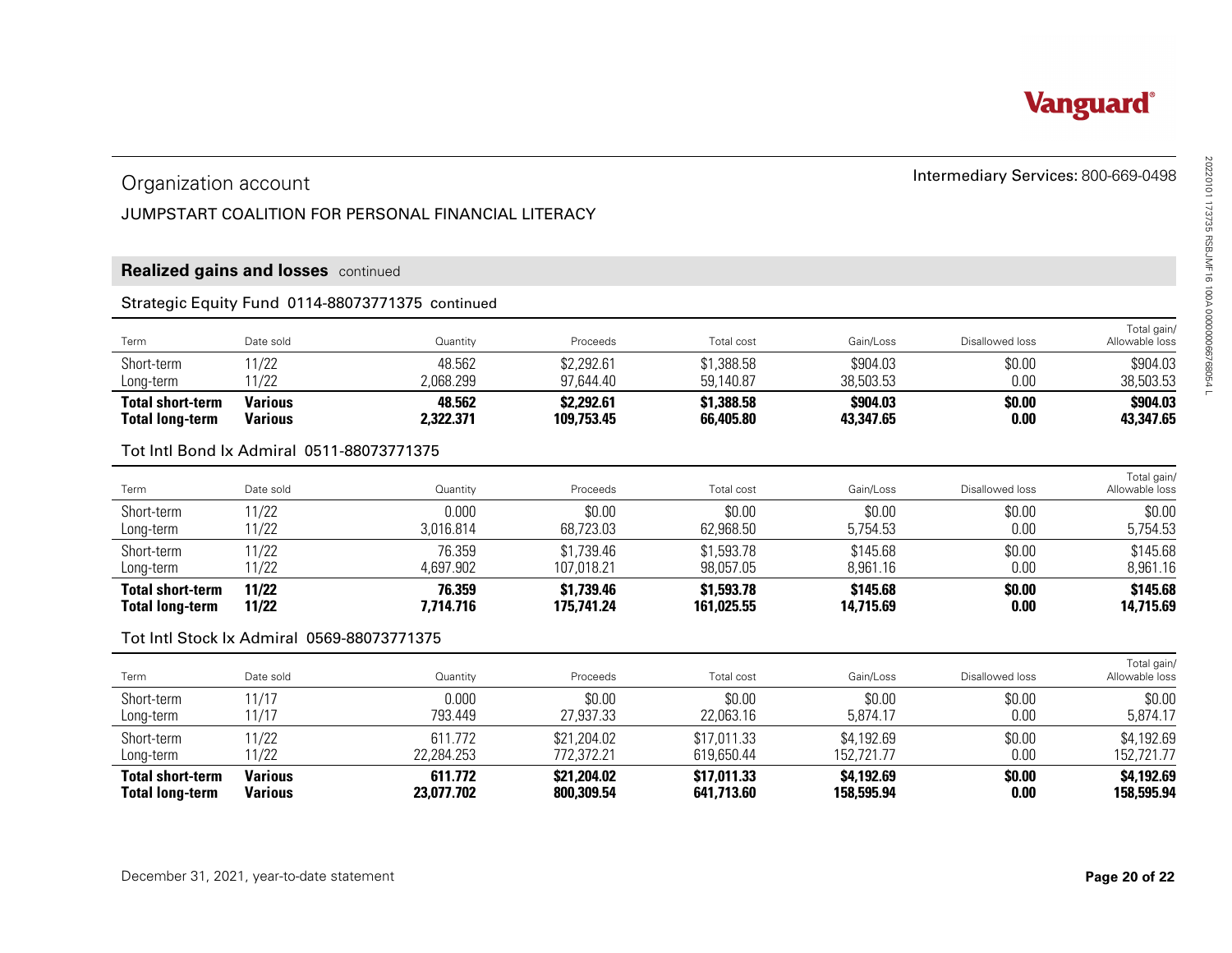## Organization account

JUMPSTART COALITION FOR PERSONAL FINANCIAL LITERACY

Intermediary Services: 800-669-0498

### Realized gains and losses continued

#### Strategic Equity Fund 0114-88073771375 continued

| Term | Date sold | Quantity | Proceeds | Total cost | Gain/Loss | Disallowed loss | Total gain/ Allowable loss |
|---|---|---|---|---|---|---|---|
| Short-term | 11/22 | 48.562 | $2,292.61 | $1,388.58 | $904.03 | $0.00 | $904.03 |
| Long-term | 11/22 | 2,068.299 | 97,644.40 | 59,140.87 | 38,503.53 | 0.00 | 38,503.53 |
| **Total short-term** | **Various** | **48.562** | **$2,292.61** | **$1,388.58** | **$904.03** | **$0.00** | **$904.03** |
| **Total long-term** | **Various** | **2,322.371** | **109,753.45** | **66,405.80** | **43,347.65** | **0.00** | **43,347.65** |

#### Tot Intl Bond Ix Admiral 0511-88073771375

| Term | Date sold | Quantity | Proceeds | Total cost | Gain/Loss | Disallowed loss | Total gain/ Allowable loss |
|---|---|---|---|---|---|---|---|
| Short-term | 11/22 | 0.000 | $0.00 | $0.00 | $0.00 | $0.00 | $0.00 |
| Long-term | 11/22 | 3,016.814 | 68,723.03 | 62,968.50 | 5,754.53 | 0.00 | 5,754.53 |
| Short-term | 11/22 | 76.359 | $1,739.46 | $1,593.78 | $145.68 | $0.00 | $145.68 |
| Long-term | 11/22 | 4,697.902 | 107,018.21 | 98,057.05 | 8,961.16 | 0.00 | 8,961.16 |
| **Total short-term** | **11/22** | **76.359** | **$1,739.46** | **$1,593.78** | **$145.68** | **$0.00** | **$145.68** |
| **Total long-term** | **11/22** | **7,714.716** | **175,741.24** | **161,025.55** | **14,715.69** | **0.00** | **14,715.69** |

#### Tot Intl Stock Ix Admiral 0569-88073771375

| Term | Date sold | Quantity | Proceeds | Total cost | Gain/Loss | Disallowed loss | Total gain/ Allowable loss |
|---|---|---|---|---|---|---|---|
| Short-term | 11/17 | 0.000 | $0.00 | $0.00 | $0.00 | $0.00 | $0.00 |
| Long-term | 11/17 | 793.449 | 27,937.33 | 22,063.16 | 5,874.17 | 0.00 | 5,874.17 |
| Short-term | 11/22 | 611.772 | $21,204.02 | $17,011.33 | $4,192.69 | $0.00 | $4,192.69 |
| Long-term | 11/22 | 22,284.253 | 772,372.21 | 619,650.44 | 152,721.77 | 0.00 | 152,721.77 |
| **Total short-term** | **Various** | **611.772** | **$21,204.02** | **$17,011.33** | **$4,192.69** | **$0.00** | **$4,192.69** |
| **Total long-term** | **Various** | **23,077.702** | **800,309.54** | **641,713.60** | **158,595.94** | **0.00** | **158,595.94** |

December 31, 2021, year-to-date statement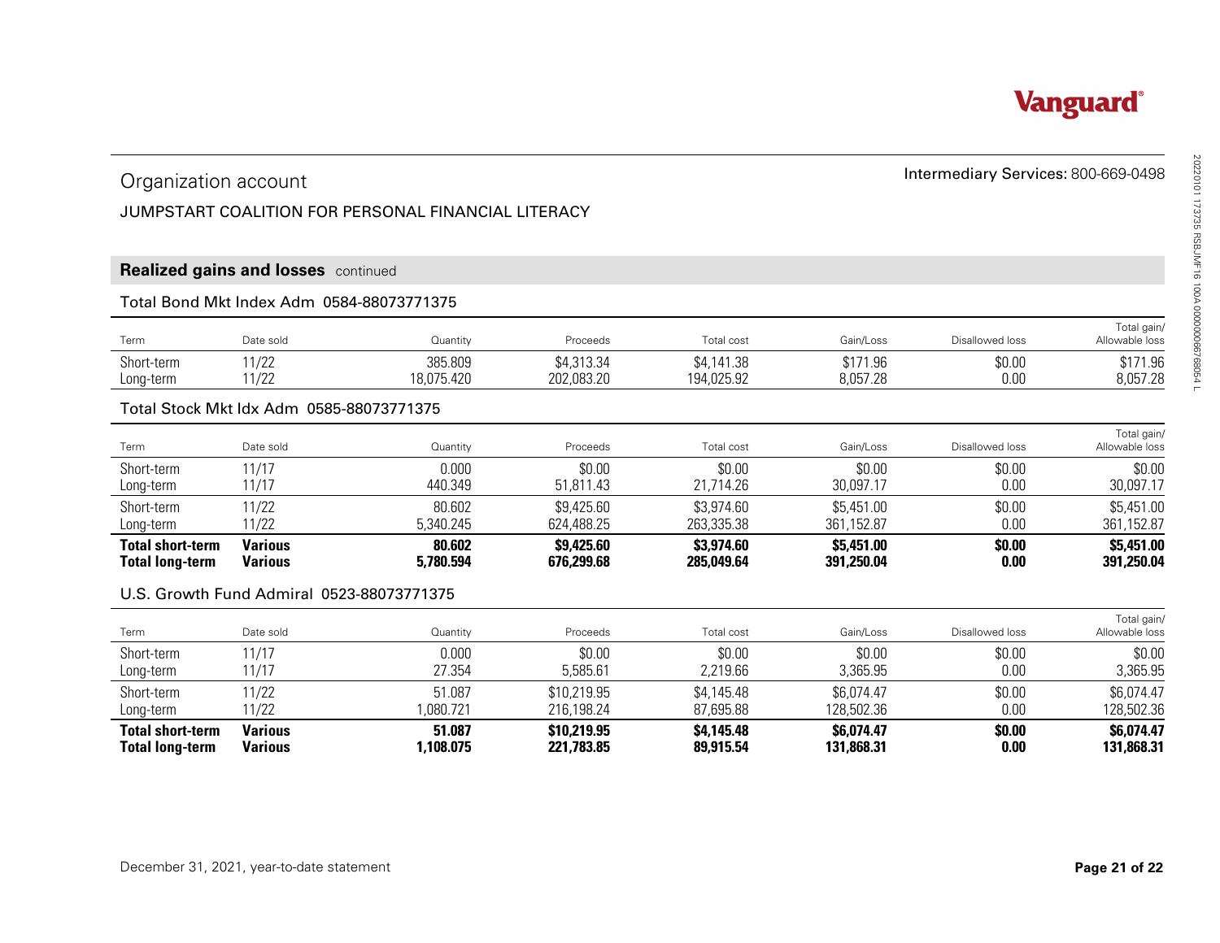Vanguard

## Organization account

JUMPSTART COALITION FOR PERSONAL FINANCIAL LITERACY

Intermediary Services: 800-669-0498

### Realized gains and losses continued

#### Total Bond Mkt Index Adm 0584-88073771375

| Term | Date sold | Quantity | Proceeds | Total cost | Gain/Loss | Disallowed loss | Total gain/ Allowable loss |
|---|---|---|---|---|---|---|---|
| Short-term | 11/22 | 385.809 | $4,313.34 | $4,141.38 | $171.96 | $0.00 | $171.96 |
| Long-term | 11/22 | 18,075.420 | 202,083.20 | 194,025.92 | 8,057.28 | 0.00 | 8,057.28 |

#### Total Stock Mkt Idx Adm 0585-88073771375

| Term | Date sold | Quantity | Proceeds | Total cost | Gain/Loss | Disallowed loss | Total gain/ Allowable loss |
|---|---|---|---|---|---|---|---|
| Short-term | 11/17 | 0.000 | $0.00 | $0.00 | $0.00 | $0.00 | $0.00 |
| Long-term | 11/17 | 440.349 | 51,811.43 | 21,714.26 | 30,097.17 | 0.00 | 30,097.17 |
| Short-term | 11/22 | 80.602 | $9,425.60 | $3,974.60 | $5,451.00 | $0.00 | $5,451.00 |
| Long-term | 11/22 | 5,340.245 | 624,488.25 | 263,335.38 | 361,152.87 | 0.00 | 361,152.87 |
| **Total short-term** | **Various** | **80.602** | **$9,425.60** | **$3,974.60** | **$5,451.00** | **$0.00** | **$5,451.00** |
| **Total long-term** | **Various** | **5,780.594** | **676,299.68** | **285,049.64** | **391,250.04** | **0.00** | **391,250.04** |

#### U.S. Growth Fund Admiral 0523-88073771375

| Term | Date sold | Quantity | Proceeds | Total cost | Gain/Loss | Disallowed loss | Total gain/ Allowable loss |
|---|---|---|---|---|---|---|---|
| Short-term | 11/17 | 0.000 | $0.00 | $0.00 | $0.00 | $0.00 | $0.00 |
| Long-term | 11/17 | 27.354 | 5,585.61 | 2,219.66 | 3,365.95 | 0.00 | 3,365.95 |
| Short-term | 11/22 | 51.087 | $10,219.95 | $4,145.48 | $6,074.47 | $0.00 | $6,074.47 |
| Long-term | 11/22 | 1,080.721 | 216,198.24 | 87,695.88 | 128,502.36 | 0.00 | 128,502.36 |
| **Total short-term** | **Various** | **51.087** | **$10,219.95** | **$4,145.48** | **$6,074.47** | **$0.00** | **$6,074.47** |
| **Total long-term** | **Various** | **1,108.075** | **221,783.85** | **89,915.54** | **131,868.31** | **0.00** | **131,868.31** |

December 31, 2021, year-to-date statement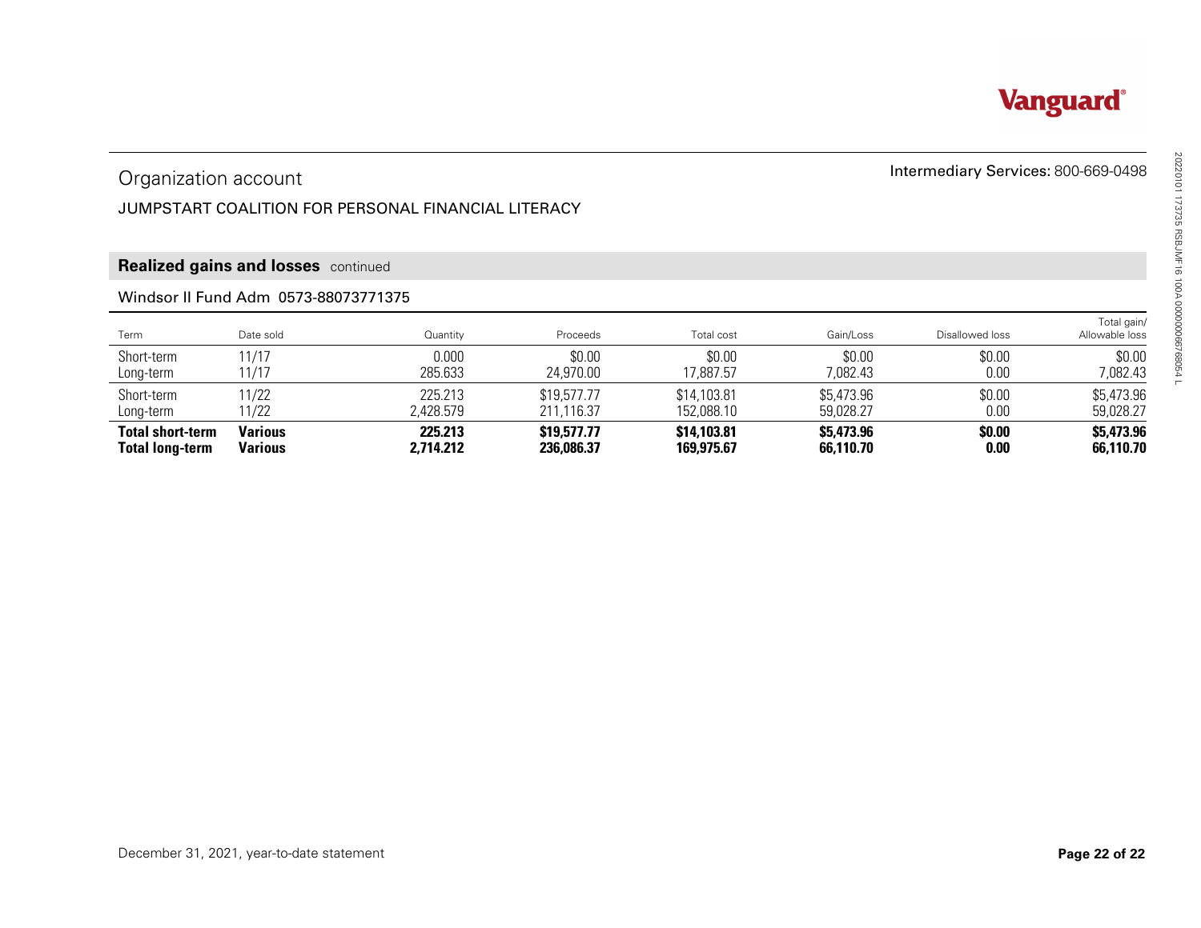Organization account

JUMPSTART COALITION FOR PERSONAL FINANCIAL LITERACY

Intermediary Services: 800-669-0498

## Realized gains and losses continued

### Windsor II Fund Adm 0573-88073771375

| Term | Date sold | Quantity | Proceeds | Total cost | Gain/Loss | Disallowed loss | Total gain/ Allowable loss |
|---|---|---|---|---|---|---|---|
| Short-term | 11/17 | 0.000 | $0.00 | $0.00 | $0.00 | $0.00 | $0.00 |
| Long-term | 11/17 | 285.633 | 24,970.00 | 17,887.57 | 7,082.43 | 0.00 | 7,082.43 |
| Short-term | 11/22 | 225.213 | $19,577.77 | $14,103.81 | $5,473.96 | $0.00 | $5,473.96 |
| Long-term | 11/22 | 2,428.579 | 211,116.37 | 152,088.10 | 59,028.27 | 0.00 | 59,028.27 |
| **Total short-term** | **Various** | **225.213** | **$19,577.77** | **$14,103.81** | **$5,473.96** | **$0.00** | **$5,473.96** |
| **Total long-term** | **Various** | **2,714.212** | **236,086.37** | **169,975.67** | **66,110.70** | **0.00** | **66,110.70** |

December 31, 2021, year-to-date statement